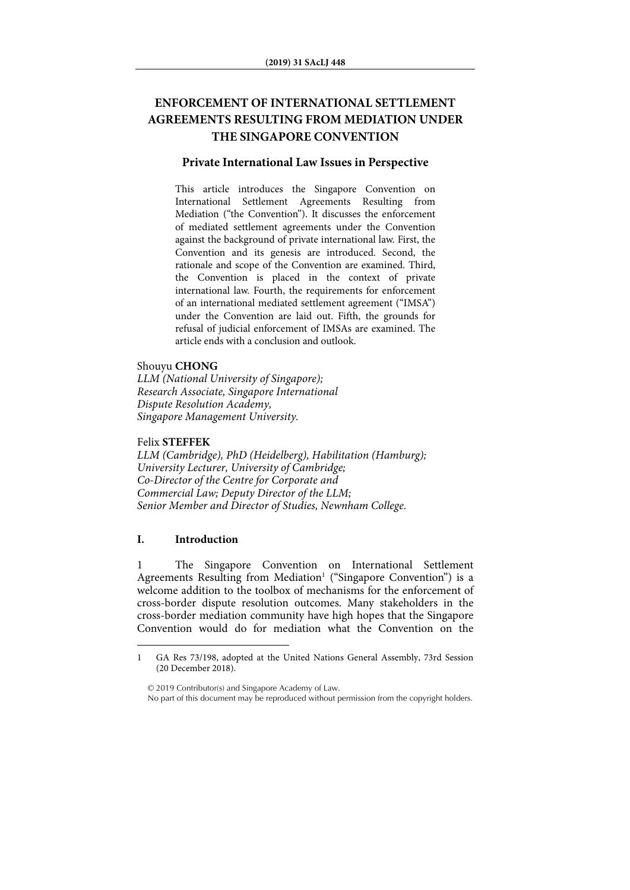# ENFORCEMENT OF INTERNATIONAL SETTLEMENT AGREEMENTS RESULTING FROM MEDIATION UNDER THE SINGAPORE CONVENTION

## Private International Law Issues in Perspective

This article introduces the Singapore Convention on International Settlement Agreements Resulting from Mediation ("the Convention"). It discusses the enforcement of mediated settlement agreements under the Convention against the background of private international law. First, the Convention and its genesis are introduced. Second, the rationale and scope of the Convention are examined. Third, the Convention is placed in the context of private international law. Fourth, the requirements for enforcement of an international mediated settlement agreement ("IMSA") under the Convention are laid out. Fifth, the grounds for refusal of judicial enforcement of IMSAs are examined. The article ends with a conclusion and outlook.

Shouyu **CHONG**
*LLM (National University of Singapore);*
*Research Associate, Singapore International Dispute Resolution Academy,*
*Singapore Management University.*

Felix **STEFFEK**
*LLM (Cambridge), PhD (Heidelberg), Habilitation (Hamburg);*
*University Lecturer, University of Cambridge;*
*Co-Director of the Centre for Corporate and Commercial Law; Deputy Director of the LLM;*
*Senior Member and Director of Studies, Newnham College.*

## I. Introduction

1 The Singapore Convention on International Settlement Agreements Resulting from Mediation[1] ("Singapore Convention") is a welcome addition to the toolbox of mechanisms for the enforcement of cross-border dispute resolution outcomes. Many stakeholders in the cross-border mediation community have high hopes that the Singapore Convention would do for mediation what the Convention on the

---

1 GA Res 73/198, adopted at the United Nations General Assembly, 73rd Session (20 December 2018).

© 2019 Contributor(s) and Singapore Academy of Law.
No part of this document may be reproduced without permission from the copyright holders.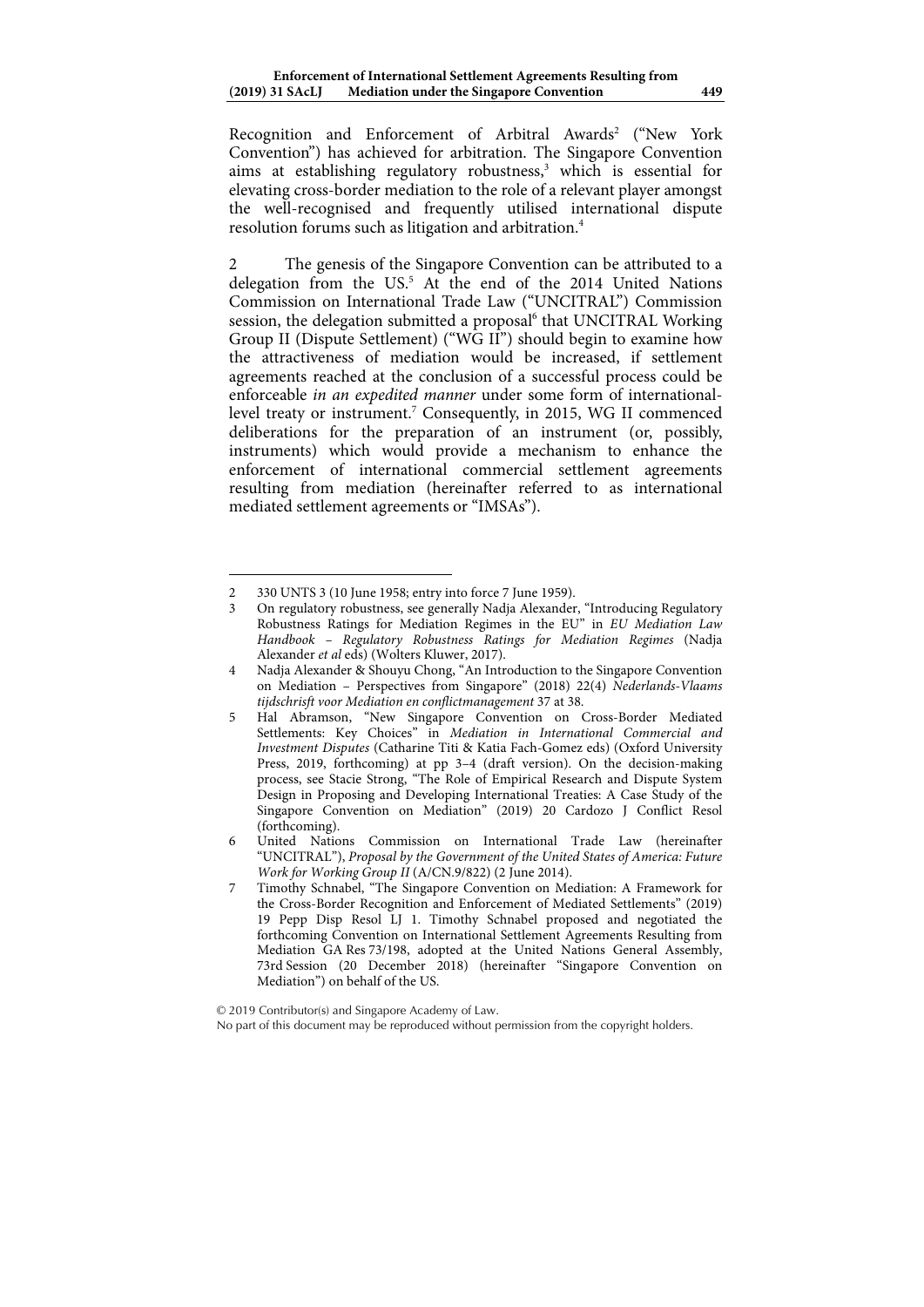Recognition and Enforcement of Arbitral Awards[2] ("New York Convention") has achieved for arbitration. The Singapore Convention aims at establishing regulatory robustness,[3] which is essential for elevating cross-border mediation to the role of a relevant player amongst the well-recognised and frequently utilised international dispute resolution forums such as litigation and arbitration.[4]

2 The genesis of the Singapore Convention can be attributed to a delegation from the US.[5] At the end of the 2014 United Nations Commission on International Trade Law ("UNCITRAL") Commission session, the delegation submitted a proposal[6] that UNCITRAL Working Group II (Dispute Settlement) ("WG II") should begin to examine how the attractiveness of mediation would be increased, if settlement agreements reached at the conclusion of a successful process could be enforceable *in an expedited manner* under some form of international-level treaty or instrument.[7] Consequently, in 2015, WG II commenced deliberations for the preparation of an instrument (or, possibly, instruments) which would provide a mechanism to enhance the enforcement of international commercial settlement agreements resulting from mediation (hereinafter referred to as international mediated settlement agreements or "IMSAs").

---

2 330 UNTS 3 (10 June 1958; entry into force 7 June 1959).

3 On regulatory robustness, see generally Nadja Alexander, "Introducing Regulatory Robustness Ratings for Mediation Regimes in the EU" in *EU Mediation Law Handbook – Regulatory Robustness Ratings for Mediation Regimes* (Nadja Alexander *et al* eds) (Wolters Kluwer, 2017).

4 Nadja Alexander & Shouyu Chong, "An Introduction to the Singapore Convention on Mediation – Perspectives from Singapore" (2018) 22(4) *Nederlands-Vlaams tijdschrisft voor Mediation en conflictmanagement* 37 at 38.

5 Hal Abramson, "New Singapore Convention on Cross-Border Mediated Settlements: Key Choices" in *Mediation in International Commercial and Investment Disputes* (Catharine Titi & Katia Fach-Gomez eds) (Oxford University Press, 2019, forthcoming) at pp 3–4 (draft version). On the decision-making process, see Stacie Strong, "The Role of Empirical Research and Dispute System Design in Proposing and Developing International Treaties: A Case Study of the Singapore Convention on Mediation" (2019) 20 Cardozo J Conflict Resol (forthcoming).

6 United Nations Commission on International Trade Law (hereinafter "UNCITRAL"), *Proposal by the Government of the United States of America: Future Work for Working Group II* (A/CN.9/822) (2 June 2014).

7 Timothy Schnabel, "The Singapore Convention on Mediation: A Framework for the Cross-Border Recognition and Enforcement of Mediated Settlements" (2019) 19 Pepp Disp Resol LJ 1. Timothy Schnabel proposed and negotiated the forthcoming Convention on International Settlement Agreements Resulting from Mediation GA Res 73/198, adopted at the United Nations General Assembly, 73rd Session (20 December 2018) (hereinafter "Singapore Convention on Mediation") on behalf of the US.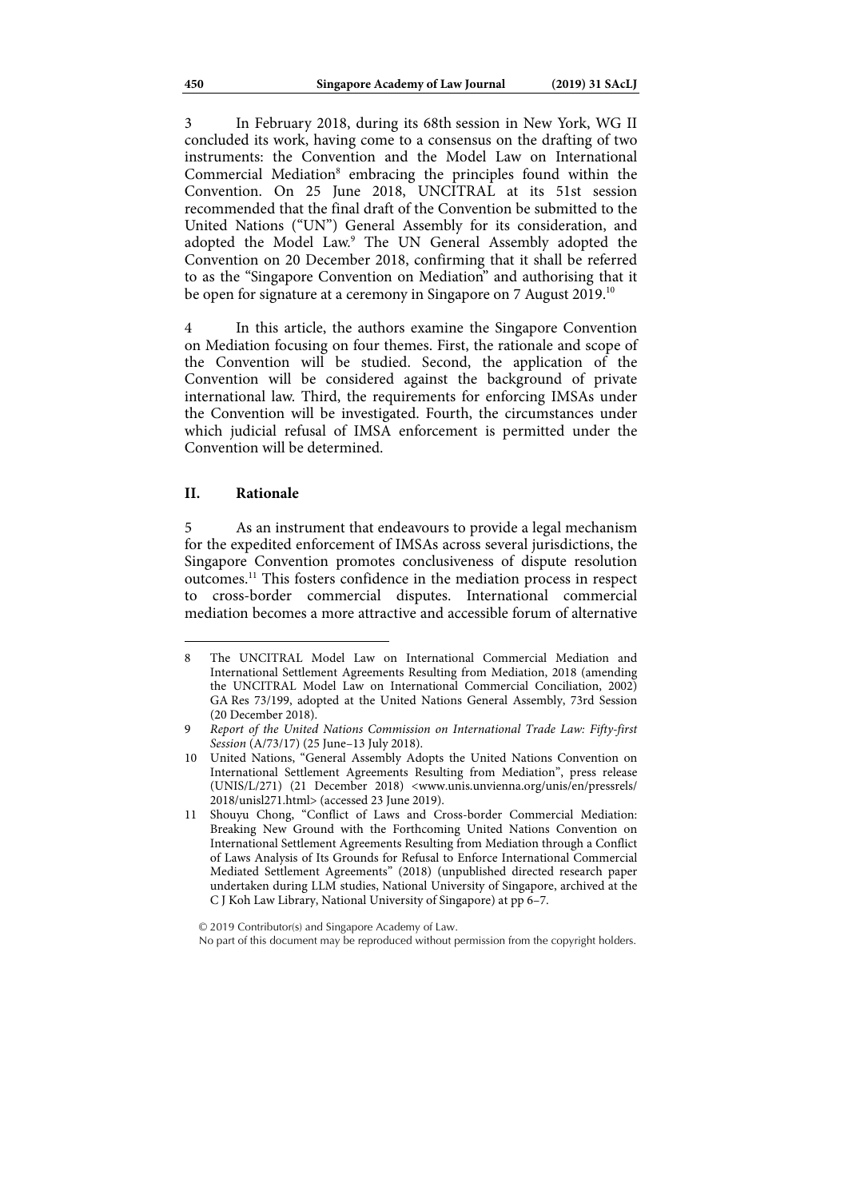3 In February 2018, during its 68th session in New York, WG II concluded its work, having come to a consensus on the drafting of two instruments: the Convention and the Model Law on International Commercial Mediation[8] embracing the principles found within the Convention. On 25 June 2018, UNCITRAL at its 51st session recommended that the final draft of the Convention be submitted to the United Nations ("UN") General Assembly for its consideration, and adopted the Model Law.[9] The UN General Assembly adopted the Convention on 20 December 2018, confirming that it shall be referred to as the "Singapore Convention on Mediation" and authorising that it be open for signature at a ceremony in Singapore on 7 August 2019.[10]

4 In this article, the authors examine the Singapore Convention on Mediation focusing on four themes. First, the rationale and scope of the Convention will be studied. Second, the application of the Convention will be considered against the background of private international law. Third, the requirements for enforcing IMSAs under the Convention will be investigated. Fourth, the circumstances under which judicial refusal of IMSA enforcement is permitted under the Convention will be determined.

## II. Rationale

5 As an instrument that endeavours to provide a legal mechanism for the expedited enforcement of IMSAs across several jurisdictions, the Singapore Convention promotes conclusiveness of dispute resolution outcomes.[11] This fosters confidence in the mediation process in respect to cross-border commercial disputes. International commercial mediation becomes a more attractive and accessible forum of alternative

---

8 The UNCITRAL Model Law on International Commercial Mediation and International Settlement Agreements Resulting from Mediation, 2018 (amending the UNCITRAL Model Law on International Commercial Conciliation, 2002) GA Res 73/199, adopted at the United Nations General Assembly, 73rd Session (20 December 2018).

9 *Report of the United Nations Commission on International Trade Law: Fifty-first Session* (A/73/17) (25 June–13 July 2018).

10 United Nations, "General Assembly Adopts the United Nations Convention on International Settlement Agreements Resulting from Mediation", press release (UNIS/L/271) (21 December 2018) <www.unis.unvienna.org/unis/en/pressrels/2018/unisl271.html> (accessed 23 June 2019).

11 Shouyu Chong, "Conflict of Laws and Cross-border Commercial Mediation: Breaking New Ground with the Forthcoming United Nations Convention on International Settlement Agreements Resulting from Mediation through a Conflict of Laws Analysis of Its Grounds for Refusal to Enforce International Commercial Mediated Settlement Agreements" (2018) (unpublished directed research paper undertaken during LLM studies, National University of Singapore, archived at the C J Koh Law Library, National University of Singapore) at pp 6–7.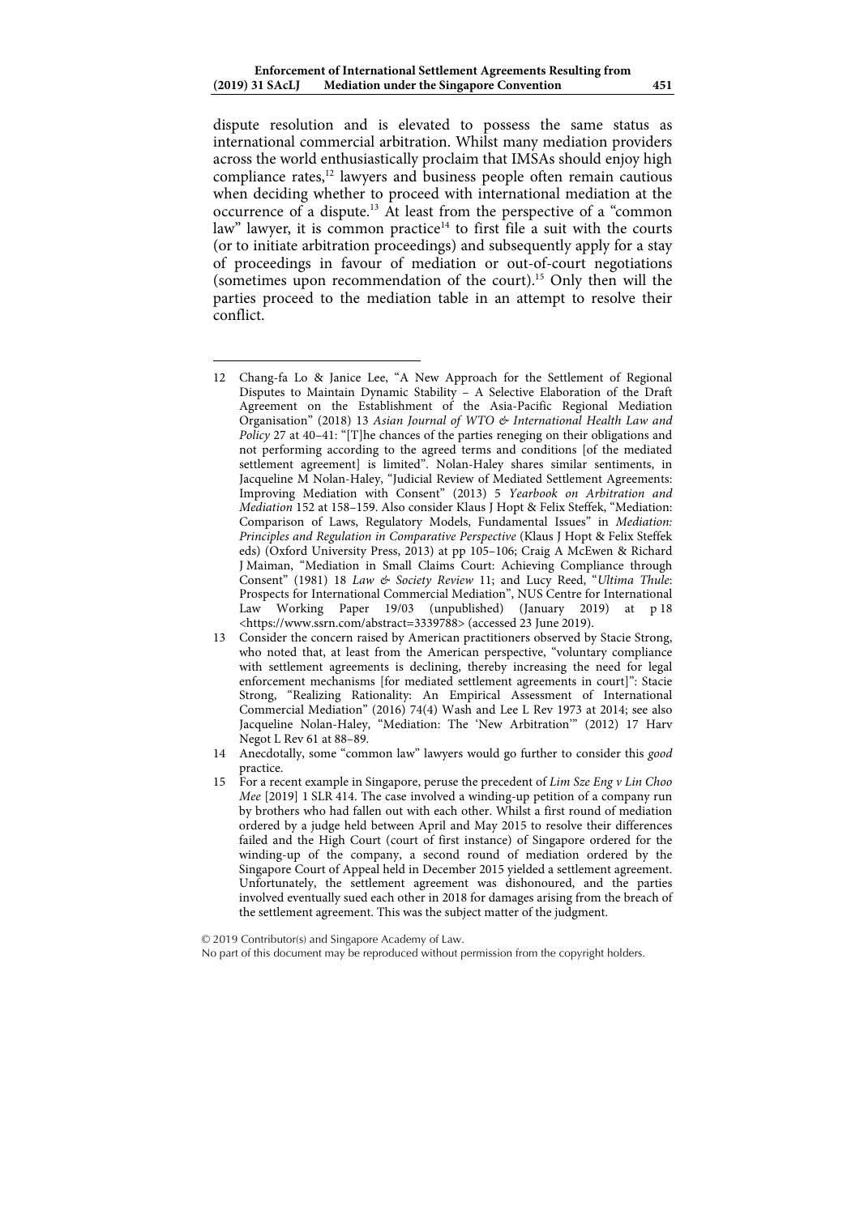dispute resolution and is elevated to possess the same status as international commercial arbitration. Whilst many mediation providers across the world enthusiastically proclaim that IMSAs should enjoy high compliance rates,[12] lawyers and business people often remain cautious when deciding whether to proceed with international mediation at the occurrence of a dispute.[13] At least from the perspective of a "common law" lawyer, it is common practice[14] to first file a suit with the courts (or to initiate arbitration proceedings) and subsequently apply for a stay of proceedings in favour of mediation or out-of-court negotiations (sometimes upon recommendation of the court).[15] Only then will the parties proceed to the mediation table in an attempt to resolve their conflict.

---

12 Chang-fa Lo & Janice Lee, "A New Approach for the Settlement of Regional Disputes to Maintain Dynamic Stability – A Selective Elaboration of the Draft Agreement on the Establishment of the Asia-Pacific Regional Mediation Organisation" (2018) 13 *Asian Journal of WTO & International Health Law and Policy* 27 at 40–41: "[T]he chances of the parties reneging on their obligations and not performing according to the agreed terms and conditions [of the mediated settlement agreement] is limited". Nolan-Haley shares similar sentiments, in Jacqueline M Nolan-Haley, "Judicial Review of Mediated Settlement Agreements: Improving Mediation with Consent" (2013) 5 *Yearbook on Arbitration and Mediation* 152 at 158–159. Also consider Klaus J Hopt & Felix Steffek, "Mediation: Comparison of Laws, Regulatory Models, Fundamental Issues" in *Mediation: Principles and Regulation in Comparative Perspective* (Klaus J Hopt & Felix Steffek eds) (Oxford University Press, 2013) at pp 105–106; Craig A McEwen & Richard J Maiman, "Mediation in Small Claims Court: Achieving Compliance through Consent" (1981) 18 *Law & Society Review* 11; and Lucy Reed, "*Ultima Thule*: Prospects for International Commercial Mediation", NUS Centre for International Law Working Paper 19/03 (unpublished) (January 2019) at p 18 <https://www.ssrn.com/abstract=3339788> (accessed 23 June 2019).

13 Consider the concern raised by American practitioners observed by Stacie Strong, who noted that, at least from the American perspective, "voluntary compliance with settlement agreements is declining, thereby increasing the need for legal enforcement mechanisms [for mediated settlement agreements in court]": Stacie Strong, "Realizing Rationality: An Empirical Assessment of International Commercial Mediation" (2016) 74(4) Wash and Lee L Rev 1973 at 2014; see also Jacqueline Nolan-Haley, "Mediation: The 'New Arbitration'" (2012) 17 Harv Negot L Rev 61 at 88–89.

14 Anecdotally, some "common law" lawyers would go further to consider this *good* practice.

15 For a recent example in Singapore, peruse the precedent of *Lim Sze Eng v Lin Choo Mee* [2019] 1 SLR 414. The case involved a winding-up petition of a company run by brothers who had fallen out with each other. Whilst a first round of mediation ordered by a judge held between April and May 2015 to resolve their differences failed and the High Court (court of first instance) of Singapore ordered for the winding-up of the company, a second round of mediation ordered by the Singapore Court of Appeal held in December 2015 yielded a settlement agreement. Unfortunately, the settlement agreement was dishonoured, and the parties involved eventually sued each other in 2018 for damages arising from the breach of the settlement agreement. This was the subject matter of the judgment.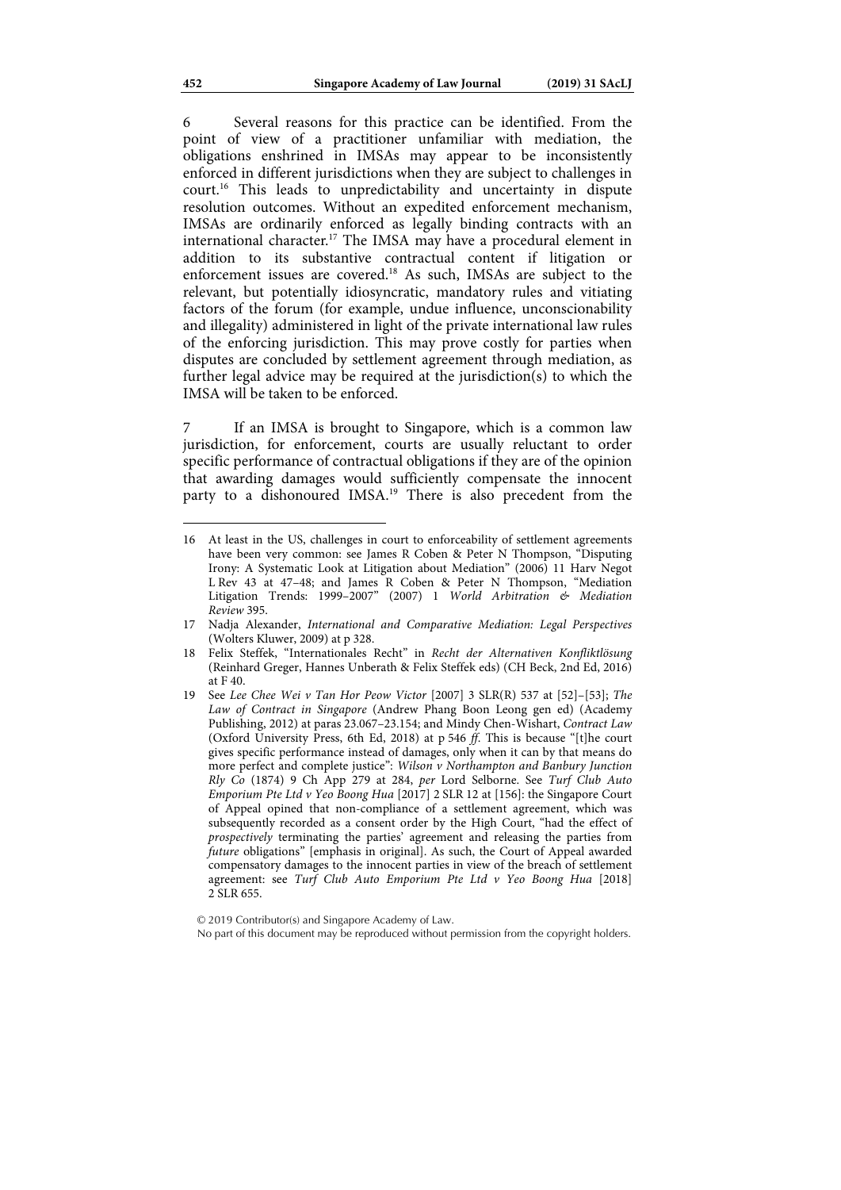6 Several reasons for this practice can be identified. From the point of view of a practitioner unfamiliar with mediation, the obligations enshrined in IMSAs may appear to be inconsistently enforced in different jurisdictions when they are subject to challenges in court.[16] This leads to unpredictability and uncertainty in dispute resolution outcomes. Without an expedited enforcement mechanism, IMSAs are ordinarily enforced as legally binding contracts with an international character.[17] The IMSA may have a procedural element in addition to its substantive contractual content if litigation or enforcement issues are covered.[18] As such, IMSAs are subject to the relevant, but potentially idiosyncratic, mandatory rules and vitiating factors of the forum (for example, undue influence, unconscionability and illegality) administered in light of the private international law rules of the enforcing jurisdiction. This may prove costly for parties when disputes are concluded by settlement agreement through mediation, as further legal advice may be required at the jurisdiction(s) to which the IMSA will be taken to be enforced.

7 If an IMSA is brought to Singapore, which is a common law jurisdiction, for enforcement, courts are usually reluctant to order specific performance of contractual obligations if they are of the opinion that awarding damages would sufficiently compensate the innocent party to a dishonoured IMSA.[19] There is also precedent from the

---

16 At least in the US, challenges in court to enforceability of settlement agreements have been very common: see James R Coben & Peter N Thompson, "Disputing Irony: A Systematic Look at Litigation about Mediation" (2006) 11 Harv Negot L Rev 43 at 47–48; and James R Coben & Peter N Thompson, "Mediation Litigation Trends: 1999–2007" (2007) 1 *World Arbitration & Mediation Review* 395.

17 Nadja Alexander, *International and Comparative Mediation: Legal Perspectives* (Wolters Kluwer, 2009) at p 328.

18 Felix Steffek, "Internationales Recht" in *Recht der Alternativen Konfliktlösung* (Reinhard Greger, Hannes Unberath & Felix Steffek eds) (CH Beck, 2nd Ed, 2016) at F 40.

19 See *Lee Chee Wei v Tan Hor Peow Victor* [2007] 3 SLR(R) 537 at [52]–[53]; *The Law of Contract in Singapore* (Andrew Phang Boon Leong gen ed) (Academy Publishing, 2012) at paras 23.067–23.154; and Mindy Chen-Wishart, *Contract Law* (Oxford University Press, 6th Ed, 2018) at p 546 *ff*. This is because "[t]he court gives specific performance instead of damages, only when it can by that means do more perfect and complete justice": *Wilson v Northampton and Banbury Junction Rly Co* (1874) 9 Ch App 279 at 284, *per* Lord Selborne. See *Turf Club Auto Emporium Pte Ltd v Yeo Boong Hua* [2017] 2 SLR 12 at [156]: the Singapore Court of Appeal opined that non-compliance of a settlement agreement, which was subsequently recorded as a consent order by the High Court, "had the effect of *prospectively* terminating the parties' agreement and releasing the parties from *future* obligations" [emphasis in original]. As such, the Court of Appeal awarded compensatory damages to the innocent parties in view of the breach of settlement agreement: see *Turf Club Auto Emporium Pte Ltd v Yeo Boong Hua* [2018] 2 SLR 655.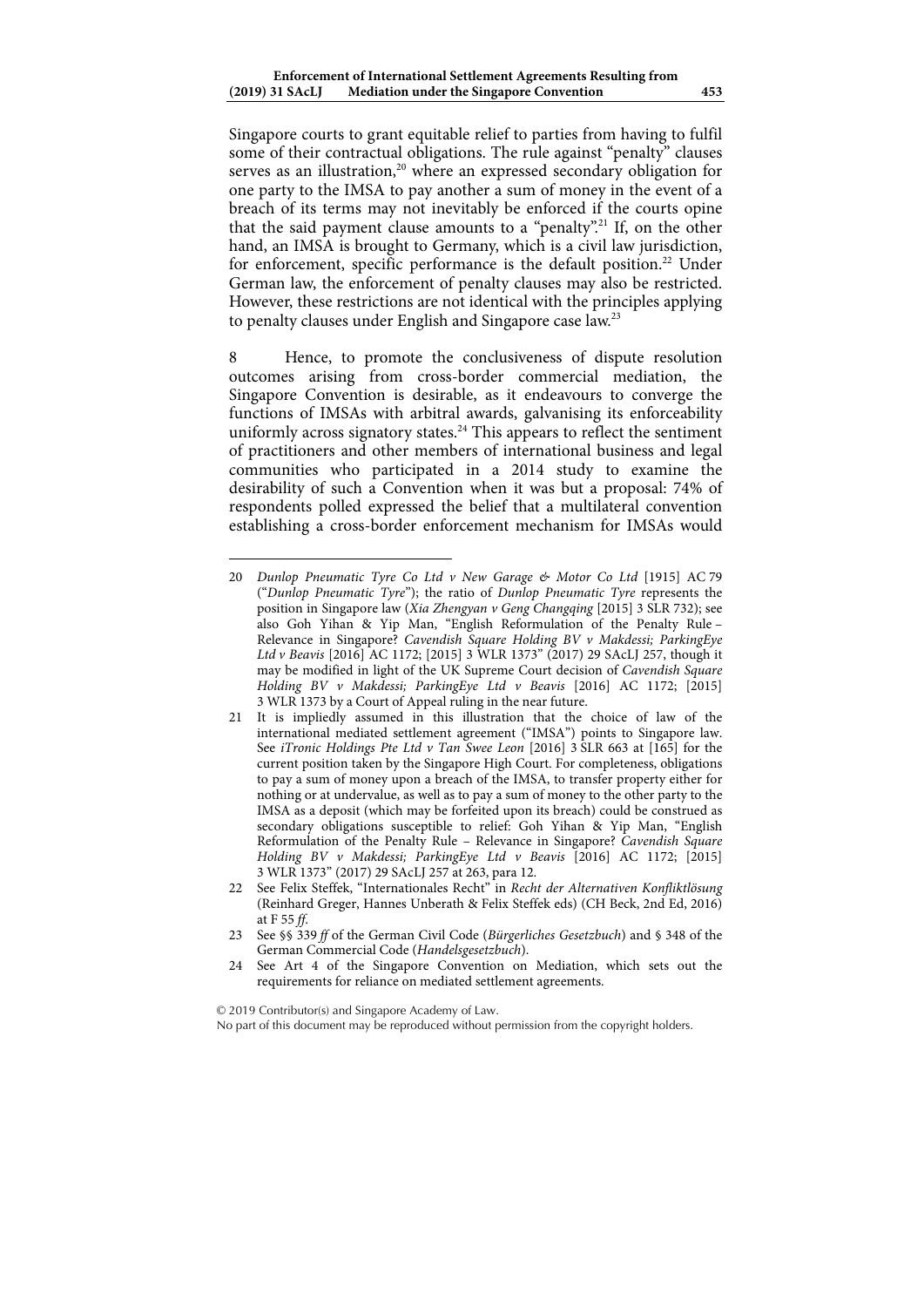Singapore courts to grant equitable relief to parties from having to fulfil some of their contractual obligations. The rule against "penalty" clauses serves as an illustration,[20] where an expressed secondary obligation for one party to the IMSA to pay another a sum of money in the event of a breach of its terms may not inevitably be enforced if the courts opine that the said payment clause amounts to a "penalty".[21] If, on the other hand, an IMSA is brought to Germany, which is a civil law jurisdiction, for enforcement, specific performance is the default position.[22] Under German law, the enforcement of penalty clauses may also be restricted. However, these restrictions are not identical with the principles applying to penalty clauses under English and Singapore case law.[23]

8 Hence, to promote the conclusiveness of dispute resolution outcomes arising from cross-border commercial mediation, the Singapore Convention is desirable, as it endeavours to converge the functions of IMSAs with arbitral awards, galvanising its enforceability uniformly across signatory states.[24] This appears to reflect the sentiment of practitioners and other members of international business and legal communities who participated in a 2014 study to examine the desirability of such a Convention when it was but a proposal: 74% of respondents polled expressed the belief that a multilateral convention establishing a cross-border enforcement mechanism for IMSAs would

---

20 *Dunlop Pneumatic Tyre Co Ltd v New Garage & Motor Co Ltd* [1915] AC 79 ("*Dunlop Pneumatic Tyre*"); the ratio of *Dunlop Pneumatic Tyre* represents the position in Singapore law (*Xia Zhengyan v Geng Changqing* [2015] 3 SLR 732); see also Goh Yihan & Yip Man, "English Reformulation of the Penalty Rule – Relevance in Singapore? *Cavendish Square Holding BV v Makdessi; ParkingEye Ltd v Beavis* [2016] AC 1172; [2015] 3 WLR 1373" (2017) 29 SAcLJ 257, though it may be modified in light of the UK Supreme Court decision of *Cavendish Square Holding BV v Makdessi; ParkingEye Ltd v Beavis* [2016] AC 1172; [2015] 3 WLR 1373 by a Court of Appeal ruling in the near future.

21 It is impliedly assumed in this illustration that the choice of law of the international mediated settlement agreement ("IMSA") points to Singapore law. See *iTronic Holdings Pte Ltd v Tan Swee Leon* [2016] 3 SLR 663 at [165] for the current position taken by the Singapore High Court. For completeness, obligations to pay a sum of money upon a breach of the IMSA, to transfer property either for nothing or at undervalue, as well as to pay a sum of money to the other party to the IMSA as a deposit (which may be forfeited upon its breach) could be construed as secondary obligations susceptible to relief: Goh Yihan & Yip Man, "English Reformulation of the Penalty Rule – Relevance in Singapore? *Cavendish Square Holding BV v Makdessi; ParkingEye Ltd v Beavis* [2016] AC 1172; [2015] 3 WLR 1373" (2017) 29 SAcLJ 257 at 263, para 12.

22 See Felix Steffek, "Internationales Recht" in *Recht der Alternativen Konfliktlösung* (Reinhard Greger, Hannes Unberath & Felix Steffek eds) (CH Beck, 2nd Ed, 2016) at F 55 *ff*.

23 See §§ 339 *ff* of the German Civil Code (*Bürgerliches Gesetzbuch*) and § 348 of the German Commercial Code (*Handelsgesetzbuch*).

24 See Art 4 of the Singapore Convention on Mediation, which sets out the requirements for reliance on mediated settlement agreements.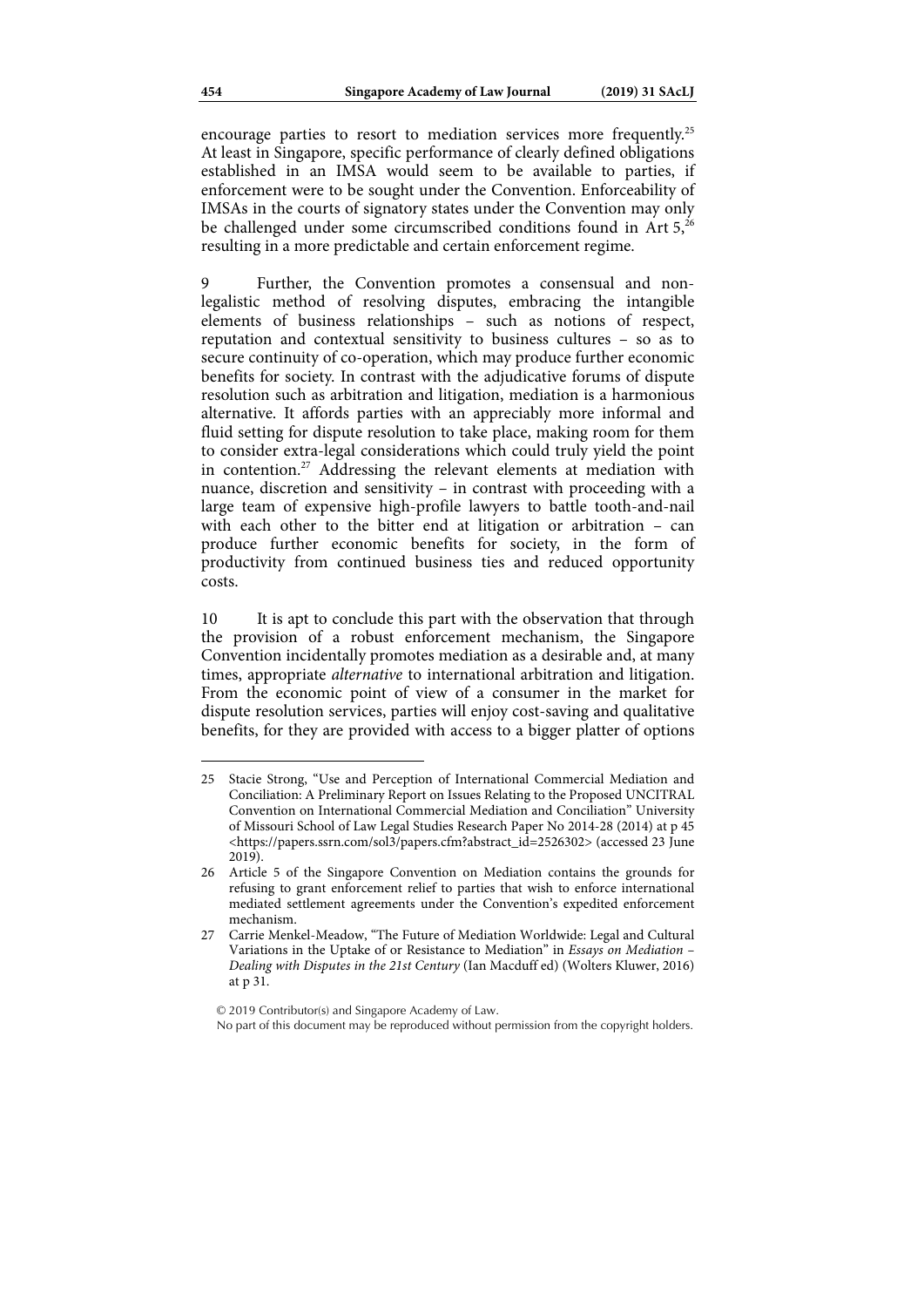encourage parties to resort to mediation services more frequently.[25] At least in Singapore, specific performance of clearly defined obligations established in an IMSA would seem to be available to parties, if enforcement were to be sought under the Convention. Enforceability of IMSAs in the courts of signatory states under the Convention may only be challenged under some circumscribed conditions found in Art 5,[26] resulting in a more predictable and certain enforcement regime.

9 Further, the Convention promotes a consensual and non-legalistic method of resolving disputes, embracing the intangible elements of business relationships – such as notions of respect, reputation and contextual sensitivity to business cultures – so as to secure continuity of co-operation, which may produce further economic benefits for society. In contrast with the adjudicative forums of dispute resolution such as arbitration and litigation, mediation is a harmonious alternative. It affords parties with an appreciably more informal and fluid setting for dispute resolution to take place, making room for them to consider extra-legal considerations which could truly yield the point in contention.[27] Addressing the relevant elements at mediation with nuance, discretion and sensitivity – in contrast with proceeding with a large team of expensive high-profile lawyers to battle tooth-and-nail with each other to the bitter end at litigation or arbitration – can produce further economic benefits for society, in the form of productivity from continued business ties and reduced opportunity costs.

10 It is apt to conclude this part with the observation that through the provision of a robust enforcement mechanism, the Singapore Convention incidentally promotes mediation as a desirable and, at many times, appropriate *alternative* to international arbitration and litigation. From the economic point of view of a consumer in the market for dispute resolution services, parties will enjoy cost-saving and qualitative benefits, for they are provided with access to a bigger platter of options

---

25 Stacie Strong, "Use and Perception of International Commercial Mediation and Conciliation: A Preliminary Report on Issues Relating to the Proposed UNCITRAL Convention on International Commercial Mediation and Conciliation" University of Missouri School of Law Legal Studies Research Paper No 2014-28 (2014) at p 45 <https://papers.ssrn.com/sol3/papers.cfm?abstract_id=2526302> (accessed 23 June 2019).

26 Article 5 of the Singapore Convention on Mediation contains the grounds for refusing to grant enforcement relief to parties that wish to enforce international mediated settlement agreements under the Convention's expedited enforcement mechanism.

27 Carrie Menkel-Meadow, "The Future of Mediation Worldwide: Legal and Cultural Variations in the Uptake of or Resistance to Mediation" in *Essays on Mediation – Dealing with Disputes in the 21st Century* (Ian Macduff ed) (Wolters Kluwer, 2016) at p 31.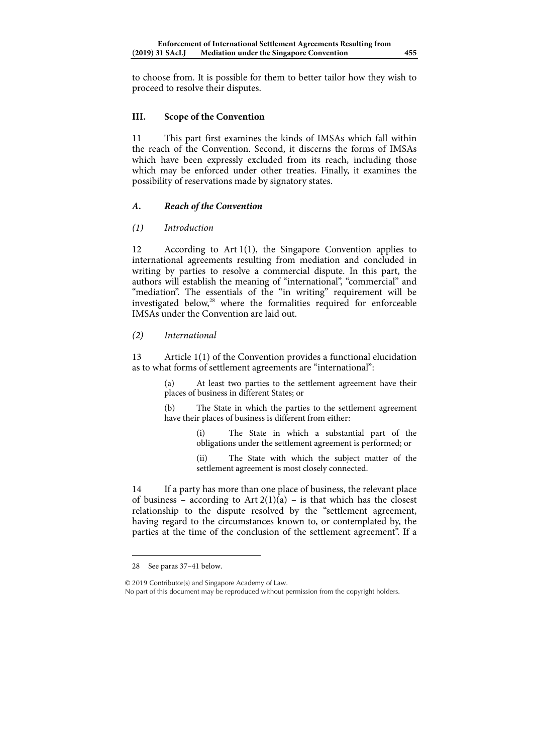to choose from. It is possible for them to better tailor how they wish to proceed to resolve their disputes.

## III. Scope of the Convention

11 This part first examines the kinds of IMSAs which fall within the reach of the Convention. Second, it discerns the forms of IMSAs which have been expressly excluded from its reach, including those which may be enforced under other treaties. Finally, it examines the possibility of reservations made by signatory states.

### *A. Reach of the Convention*

#### *(1) Introduction*

12 According to Art 1(1), the Singapore Convention applies to international agreements resulting from mediation and concluded in writing by parties to resolve a commercial dispute. In this part, the authors will establish the meaning of "international", "commercial" and "mediation". The essentials of the "in writing" requirement will be investigated below,[28] where the formalities required for enforceable IMSAs under the Convention are laid out.

#### *(2) International*

13 Article 1(1) of the Convention provides a functional elucidation as to what forms of settlement agreements are "international":

> (a) At least two parties to the settlement agreement have their places of business in different States; or
>
> (b) The State in which the parties to the settlement agreement have their places of business is different from either:
>
> > (i) The State in which a substantial part of the obligations under the settlement agreement is performed; or
> >
> > (ii) The State with which the subject matter of the settlement agreement is most closely connected.

14 If a party has more than one place of business, the relevant place of business – according to Art 2(1)(a) – is that which has the closest relationship to the dispute resolved by the "settlement agreement, having regard to the circumstances known to, or contemplated by, the parties at the time of the conclusion of the settlement agreement". If a

---

28 See paras 37–41 below.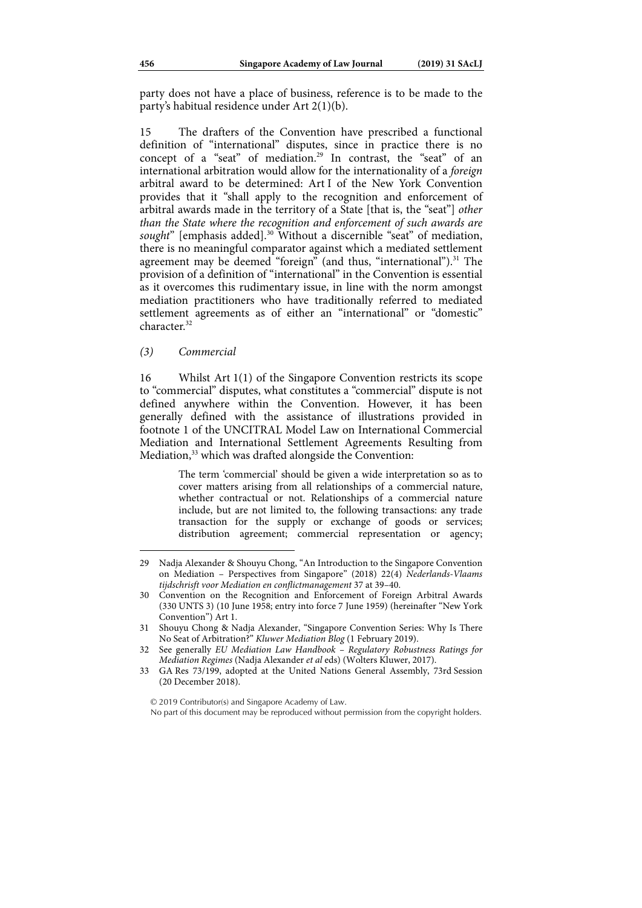party does not have a place of business, reference is to be made to the party's habitual residence under Art 2(1)(b).

15 The drafters of the Convention have prescribed a functional definition of "international" disputes, since in practice there is no concept of a "seat" of mediation.[29] In contrast, the "seat" of an international arbitration would allow for the internationality of a *foreign* arbitral award to be determined: Art I of the New York Convention provides that it "shall apply to the recognition and enforcement of arbitral awards made in the territory of a State [that is, the "seat"] *other than the State where the recognition and enforcement of such awards are sought*" [emphasis added].[30] Without a discernible "seat" of mediation, there is no meaningful comparator against which a mediated settlement agreement may be deemed "foreign" (and thus, "international").[31] The provision of a definition of "international" in the Convention is essential as it overcomes this rudimentary issue, in line with the norm amongst mediation practitioners who have traditionally referred to mediated settlement agreements as of either an "international" or "domestic" character.[32]

### *(3) Commercial*

16 Whilst Art 1(1) of the Singapore Convention restricts its scope to "commercial" disputes, what constitutes a "commercial" dispute is not defined anywhere within the Convention. However, it has been generally defined with the assistance of illustrations provided in footnote 1 of the UNCITRAL Model Law on International Commercial Mediation and International Settlement Agreements Resulting from Mediation,[33] which was drafted alongside the Convention:

> The term 'commercial' should be given a wide interpretation so as to cover matters arising from all relationships of a commercial nature, whether contractual or not. Relationships of a commercial nature include, but are not limited to, the following transactions: any trade transaction for the supply or exchange of goods or services; distribution agreement; commercial representation or agency;

---

29 Nadja Alexander & Shouyu Chong, "An Introduction to the Singapore Convention on Mediation – Perspectives from Singapore" (2018) 22(4) *Nederlands-Vlaams tijdschrisft voor Mediation en conflictmanagement* 37 at 39–40.

30 Convention on the Recognition and Enforcement of Foreign Arbitral Awards (330 UNTS 3) (10 June 1958; entry into force 7 June 1959) (hereinafter "New York Convention") Art 1.

31 Shouyu Chong & Nadja Alexander, "Singapore Convention Series: Why Is There No Seat of Arbitration?" *Kluwer Mediation Blog* (1 February 2019).

32 See generally *EU Mediation Law Handbook – Regulatory Robustness Ratings for Mediation Regimes* (Nadja Alexander *et al* eds) (Wolters Kluwer, 2017).

33 GA Res 73/199, adopted at the United Nations General Assembly, 73rd Session (20 December 2018).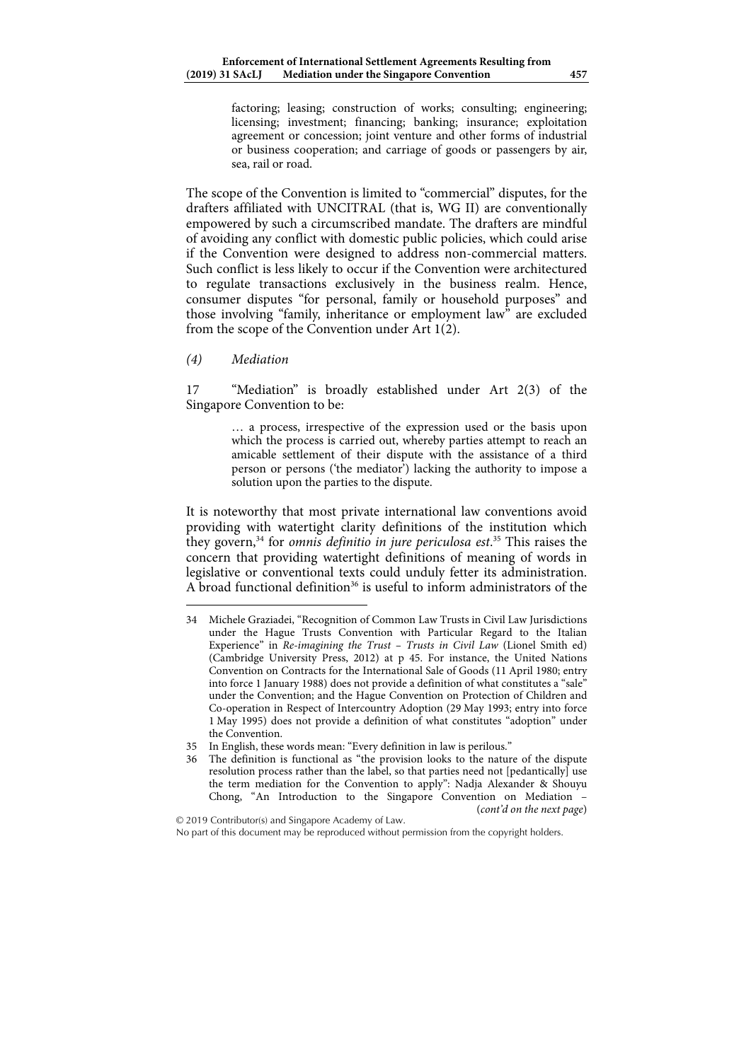factoring; leasing; construction of works; consulting; engineering; licensing; investment; financing; banking; insurance; exploitation agreement or concession; joint venture and other forms of industrial or business cooperation; and carriage of goods or passengers by air, sea, rail or road.

The scope of the Convention is limited to "commercial" disputes, for the drafters affiliated with UNCITRAL (that is, WG II) are conventionally empowered by such a circumscribed mandate. The drafters are mindful of avoiding any conflict with domestic public policies, which could arise if the Convention were designed to address non-commercial matters. Such conflict is less likely to occur if the Convention were architectured to regulate transactions exclusively in the business realm. Hence, consumer disputes "for personal, family or household purposes" and those involving "family, inheritance or employment law" are excluded from the scope of the Convention under Art 1(2).

*(4) Mediation*

17 "Mediation" is broadly established under Art 2(3) of the Singapore Convention to be:

> … a process, irrespective of the expression used or the basis upon which the process is carried out, whereby parties attempt to reach an amicable settlement of their dispute with the assistance of a third person or persons ('the mediator') lacking the authority to impose a solution upon the parties to the dispute.

It is noteworthy that most private international law conventions avoid providing with watertight clarity definitions of the institution which they govern,[34] for *omnis definitio in jure periculosa est*.[35] This raises the concern that providing watertight definitions of meaning of words in legislative or conventional texts could unduly fetter its administration. A broad functional definition[36] is useful to inform administrators of the

---

34 Michele Graziadei, "Recognition of Common Law Trusts in Civil Law Jurisdictions under the Hague Trusts Convention with Particular Regard to the Italian Experience" in *Re-imagining the Trust – Trusts in Civil Law* (Lionel Smith ed) (Cambridge University Press, 2012) at p 45. For instance, the United Nations Convention on Contracts for the International Sale of Goods (11 April 1980; entry into force 1 January 1988) does not provide a definition of what constitutes a "sale" under the Convention; and the Hague Convention on Protection of Children and Co-operation in Respect of Intercountry Adoption (29 May 1993; entry into force 1 May 1995) does not provide a definition of what constitutes "adoption" under the Convention.

35 In English, these words mean: "Every definition in law is perilous."

36 The definition is functional as "the provision looks to the nature of the dispute resolution process rather than the label, so that parties need not [pedantically] use the term mediation for the Convention to apply": Nadja Alexander & Shouyu Chong, "An Introduction to the Singapore Convention on Mediation – (*cont'd on the next page*)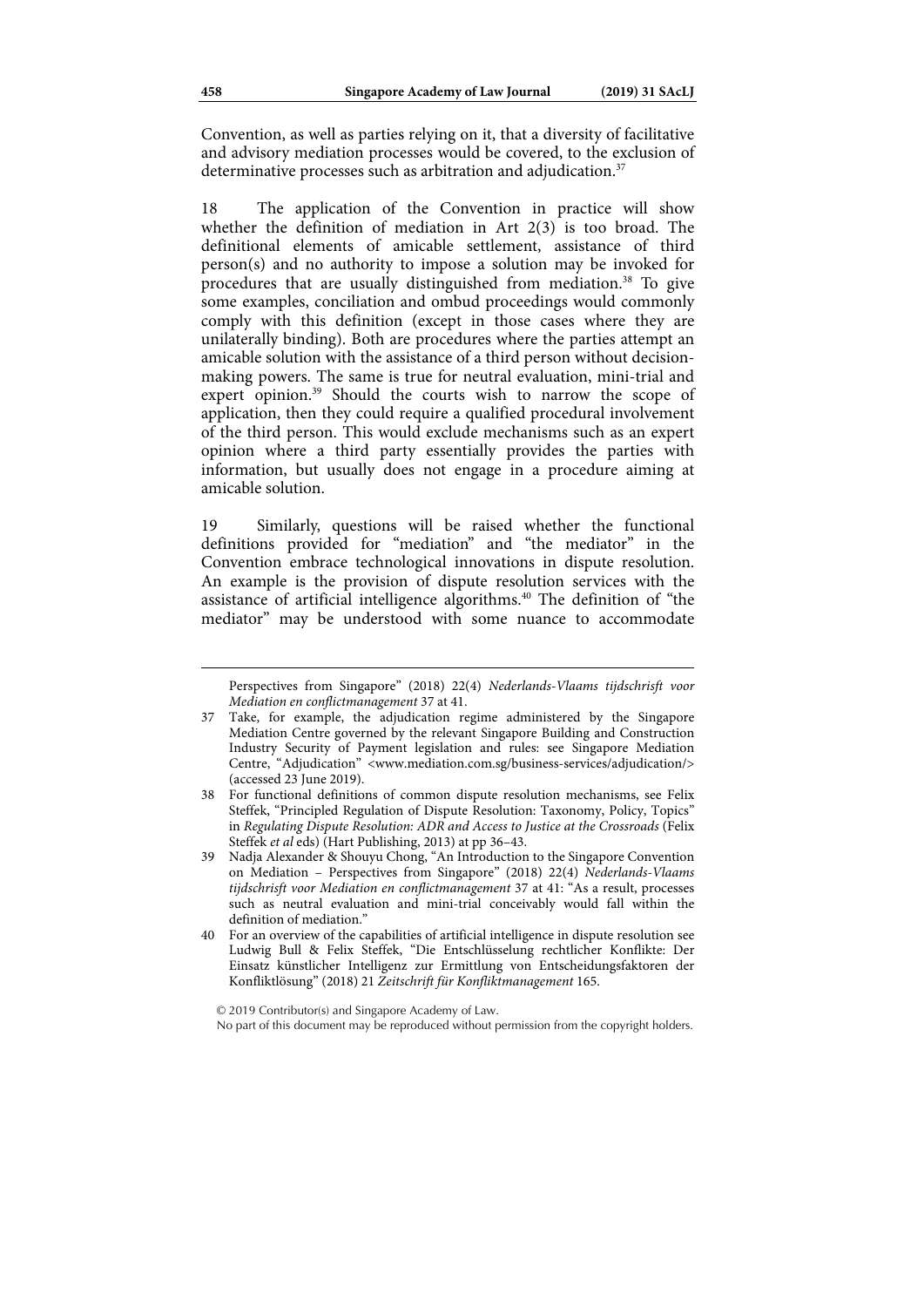Convention, as well as parties relying on it, that a diversity of facilitative and advisory mediation processes would be covered, to the exclusion of determinative processes such as arbitration and adjudication.[37]

18 The application of the Convention in practice will show whether the definition of mediation in Art 2(3) is too broad. The definitional elements of amicable settlement, assistance of third person(s) and no authority to impose a solution may be invoked for procedures that are usually distinguished from mediation.[38] To give some examples, conciliation and ombud proceedings would commonly comply with this definition (except in those cases where they are unilaterally binding). Both are procedures where the parties attempt an amicable solution with the assistance of a third person without decision-making powers. The same is true for neutral evaluation, mini-trial and expert opinion.[39] Should the courts wish to narrow the scope of application, then they could require a qualified procedural involvement of the third person. This would exclude mechanisms such as an expert opinion where a third party essentially provides the parties with information, but usually does not engage in a procedure aiming at amicable solution.

19 Similarly, questions will be raised whether the functional definitions provided for "mediation" and "the mediator" in the Convention embrace technological innovations in dispute resolution. An example is the provision of dispute resolution services with the assistance of artificial intelligence algorithms.[40] The definition of "the mediator" may be understood with some nuance to accommodate

---

Perspectives from Singapore" (2018) 22(4) *Nederlands-Vlaams tijdschrisft voor Mediation en conflictmanagement* 37 at 41.

37 Take, for example, the adjudication regime administered by the Singapore Mediation Centre governed by the relevant Singapore Building and Construction Industry Security of Payment legislation and rules: see Singapore Mediation Centre, "Adjudication" <www.mediation.com.sg/business-services/adjudication/> (accessed 23 June 2019).

38 For functional definitions of common dispute resolution mechanisms, see Felix Steffek, "Principled Regulation of Dispute Resolution: Taxonomy, Policy, Topics" in *Regulating Dispute Resolution: ADR and Access to Justice at the Crossroads* (Felix Steffek *et al* eds) (Hart Publishing, 2013) at pp 36–43.

39 Nadja Alexander & Shouyu Chong, "An Introduction to the Singapore Convention on Mediation – Perspectives from Singapore" (2018) 22(4) *Nederlands-Vlaams tijdschrisft voor Mediation en conflictmanagement* 37 at 41: "As a result, processes such as neutral evaluation and mini-trial conceivably would fall within the definition of mediation."

40 For an overview of the capabilities of artificial intelligence in dispute resolution see Ludwig Bull & Felix Steffek, "Die Entschlüsselung rechtlicher Konflikte: Der Einsatz künstlicher Intelligenz zur Ermittlung von Entscheidungsfaktoren der Konfliktlösung" (2018) 21 *Zeitschrift für Konfliktmanagement* 165.

© 2019 Contributor(s) and Singapore Academy of Law.
No part of this document may be reproduced without permission from the copyright holders.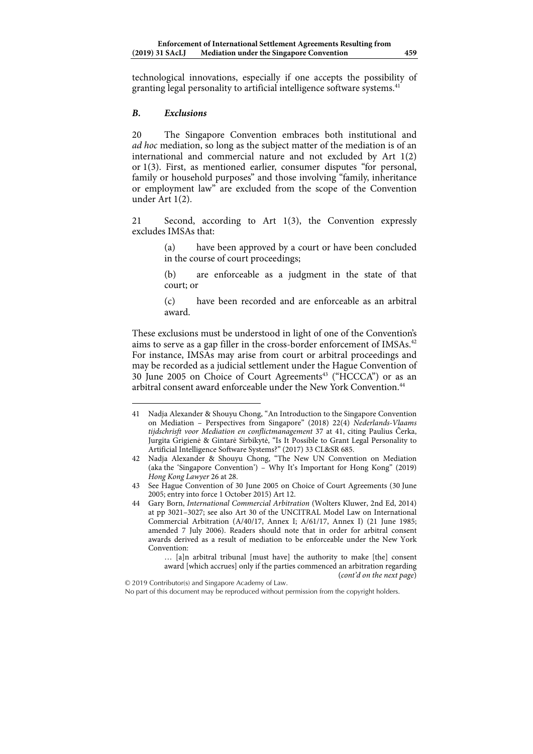technological innovations, especially if one accepts the possibility of granting legal personality to artificial intelligence software systems.[41]

### *B. Exclusions*

20 The Singapore Convention embraces both institutional and *ad hoc* mediation, so long as the subject matter of the mediation is of an international and commercial nature and not excluded by Art 1(2) or 1(3). First, as mentioned earlier, consumer disputes "for personal, family or household purposes" and those involving "family, inheritance or employment law" are excluded from the scope of the Convention under Art 1(2).

21 Second, according to Art 1(3), the Convention expressly excludes IMSAs that:

> (a) have been approved by a court or have been concluded in the course of court proceedings;
>
> (b) are enforceable as a judgment in the state of that court; or
>
> (c) have been recorded and are enforceable as an arbitral award.

These exclusions must be understood in light of one of the Convention's aims to serve as a gap filler in the cross-border enforcement of IMSAs.[42] For instance, IMSAs may arise from court or arbitral proceedings and may be recorded as a judicial settlement under the Hague Convention of 30 June 2005 on Choice of Court Agreements[43] ("HCCCA") or as an arbitral consent award enforceable under the New York Convention.[44]

---

41 Nadja Alexander & Shouyu Chong, "An Introduction to the Singapore Convention on Mediation – Perspectives from Singapore" (2018) 22(4) *Nederlands-Vlaams tijdschrisft voor Mediation en conflictmanagement* 37 at 41, citing Paulius Čerka, Jurgita Grigienė & Gintarė Sirbikytė, "Is It Possible to Grant Legal Personality to Artificial Intelligence Software Systems?" (2017) 33 CL&SR 685.

42 Nadja Alexander & Shouyu Chong, "The New UN Convention on Mediation (aka the 'Singapore Convention') – Why It's Important for Hong Kong" (2019) *Hong Kong Lawyer* 26 at 28.

43 See Hague Convention of 30 June 2005 on Choice of Court Agreements (30 June 2005; entry into force 1 October 2015) Art 12.

44 Gary Born, *International Commercial Arbitration* (Wolters Kluwer, 2nd Ed, 2014) at pp 3021–3027; see also Art 30 of the UNCITRAL Model Law on International Commercial Arbitration (A/40/17, Annex I; A/61/17, Annex I) (21 June 1985; amended 7 July 2006). Readers should note that in order for arbitral consent awards derived as a result of mediation to be enforceable under the New York Convention:

> … [a]n arbitral tribunal [must have] the authority to make [the] consent award [which accrues] only if the parties commenced an arbitration regarding

(*cont'd on the next page*)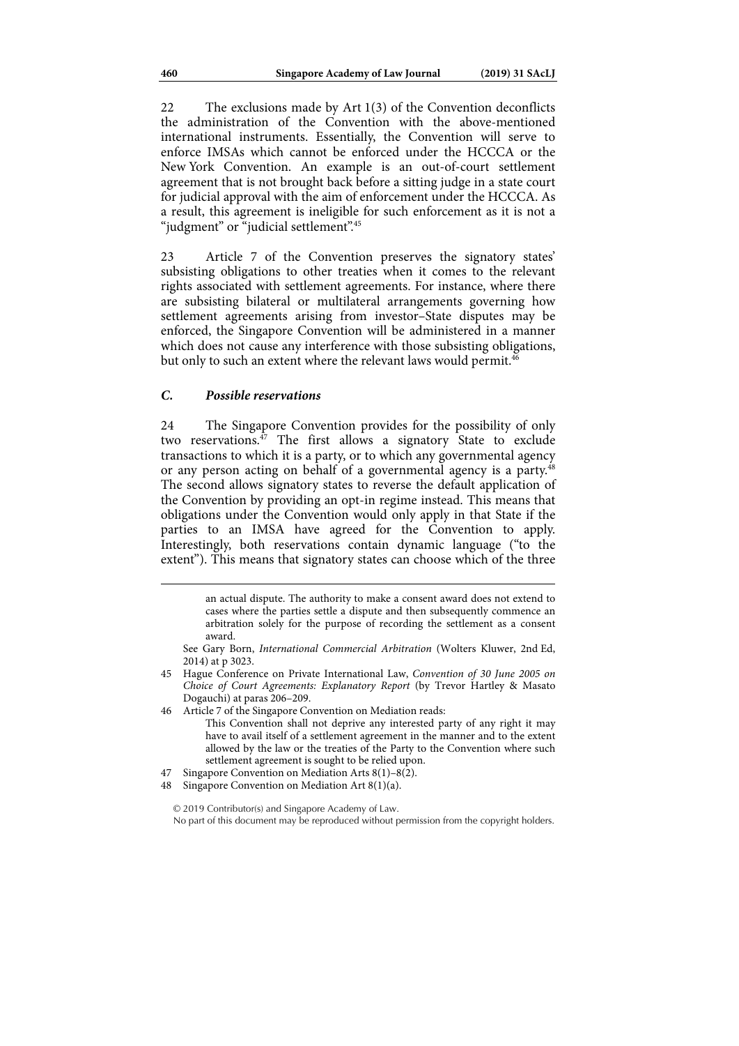22 The exclusions made by Art 1(3) of the Convention deconflicts the administration of the Convention with the above-mentioned international instruments. Essentially, the Convention will serve to enforce IMSAs which cannot be enforced under the HCCCA or the New York Convention. An example is an out-of-court settlement agreement that is not brought back before a sitting judge in a state court for judicial approval with the aim of enforcement under the HCCCA. As a result, this agreement is ineligible for such enforcement as it is not a "judgment" or "judicial settlement".[45]

23 Article 7 of the Convention preserves the signatory states' subsisting obligations to other treaties when it comes to the relevant rights associated with settlement agreements. For instance, where there are subsisting bilateral or multilateral arrangements governing how settlement agreements arising from investor–State disputes may be enforced, the Singapore Convention will be administered in a manner which does not cause any interference with those subsisting obligations, but only to such an extent where the relevant laws would permit.[46]

### *C. Possible reservations*

24 The Singapore Convention provides for the possibility of only two reservations.[47] The first allows a signatory State to exclude transactions to which it is a party, or to which any governmental agency or any person acting on behalf of a governmental agency is a party.[48] The second allows signatory states to reverse the default application of the Convention by providing an opt-in regime instead. This means that obligations under the Convention would only apply in that State if the parties to an IMSA have agreed for the Convention to apply. Interestingly, both reservations contain dynamic language ("to the extent"). This means that signatory states can choose which of the three

---

> an actual dispute. The authority to make a consent award does not extend to cases where the parties settle a dispute and then subsequently commence an arbitration solely for the purpose of recording the settlement as a consent award.

See Gary Born, *International Commercial Arbitration* (Wolters Kluwer, 2nd Ed, 2014) at p 3023.

45 Hague Conference on Private International Law, *Convention of 30 June 2005 on Choice of Court Agreements: Explanatory Report* (by Trevor Hartley & Masato Dogauchi) at paras 206–209.

46 Article 7 of the Singapore Convention on Mediation reads:

> This Convention shall not deprive any interested party of any right it may have to avail itself of a settlement agreement in the manner and to the extent allowed by the law or the treaties of the Party to the Convention where such settlement agreement is sought to be relied upon.

47 Singapore Convention on Mediation Arts 8(1)–8(2).

48 Singapore Convention on Mediation Art 8(1)(a).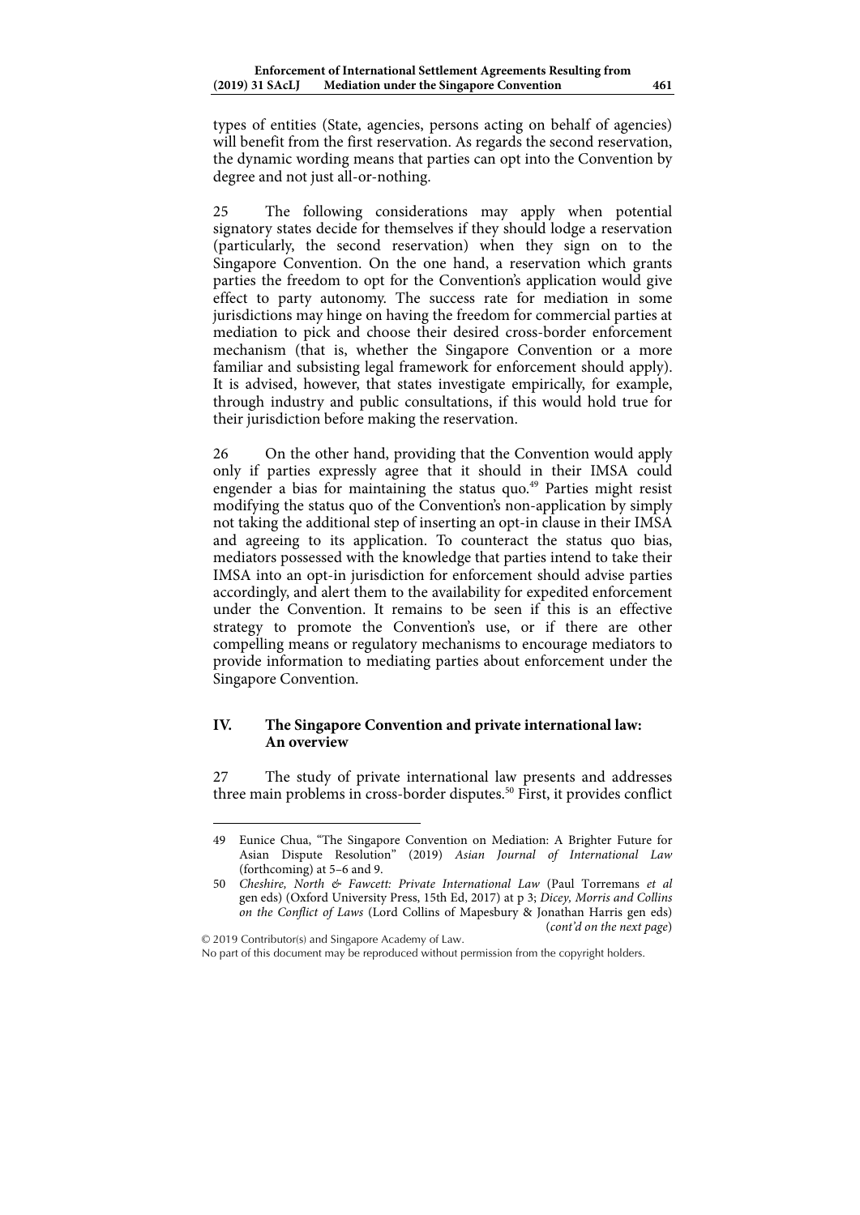types of entities (State, agencies, persons acting on behalf of agencies) will benefit from the first reservation. As regards the second reservation, the dynamic wording means that parties can opt into the Convention by degree and not just all-or-nothing.

25 The following considerations may apply when potential signatory states decide for themselves if they should lodge a reservation (particularly, the second reservation) when they sign on to the Singapore Convention. On the one hand, a reservation which grants parties the freedom to opt for the Convention's application would give effect to party autonomy. The success rate for mediation in some jurisdictions may hinge on having the freedom for commercial parties at mediation to pick and choose their desired cross-border enforcement mechanism (that is, whether the Singapore Convention or a more familiar and subsisting legal framework for enforcement should apply). It is advised, however, that states investigate empirically, for example, through industry and public consultations, if this would hold true for their jurisdiction before making the reservation.

26 On the other hand, providing that the Convention would apply only if parties expressly agree that it should in their IMSA could engender a bias for maintaining the status quo.[49] Parties might resist modifying the status quo of the Convention's non-application by simply not taking the additional step of inserting an opt-in clause in their IMSA and agreeing to its application. To counteract the status quo bias, mediators possessed with the knowledge that parties intend to take their IMSA into an opt-in jurisdiction for enforcement should advise parties accordingly, and alert them to the availability for expedited enforcement under the Convention. It remains to be seen if this is an effective strategy to promote the Convention's use, or if there are other compelling means or regulatory mechanisms to encourage mediators to provide information to mediating parties about enforcement under the Singapore Convention.

## IV. The Singapore Convention and private international law: An overview

27 The study of private international law presents and addresses three main problems in cross-border disputes.[50] First, it provides conflict

---

49 Eunice Chua, "The Singapore Convention on Mediation: A Brighter Future for Asian Dispute Resolution" (2019) *Asian Journal of International Law* (forthcoming) at 5–6 and 9.

50 *Cheshire, North & Fawcett: Private International Law* (Paul Torremans *et al* gen eds) (Oxford University Press, 15th Ed, 2017) at p 3; *Dicey, Morris and Collins on the Conflict of Laws* (Lord Collins of Mapesbury & Jonathan Harris gen eds) (*cont'd on the next page*)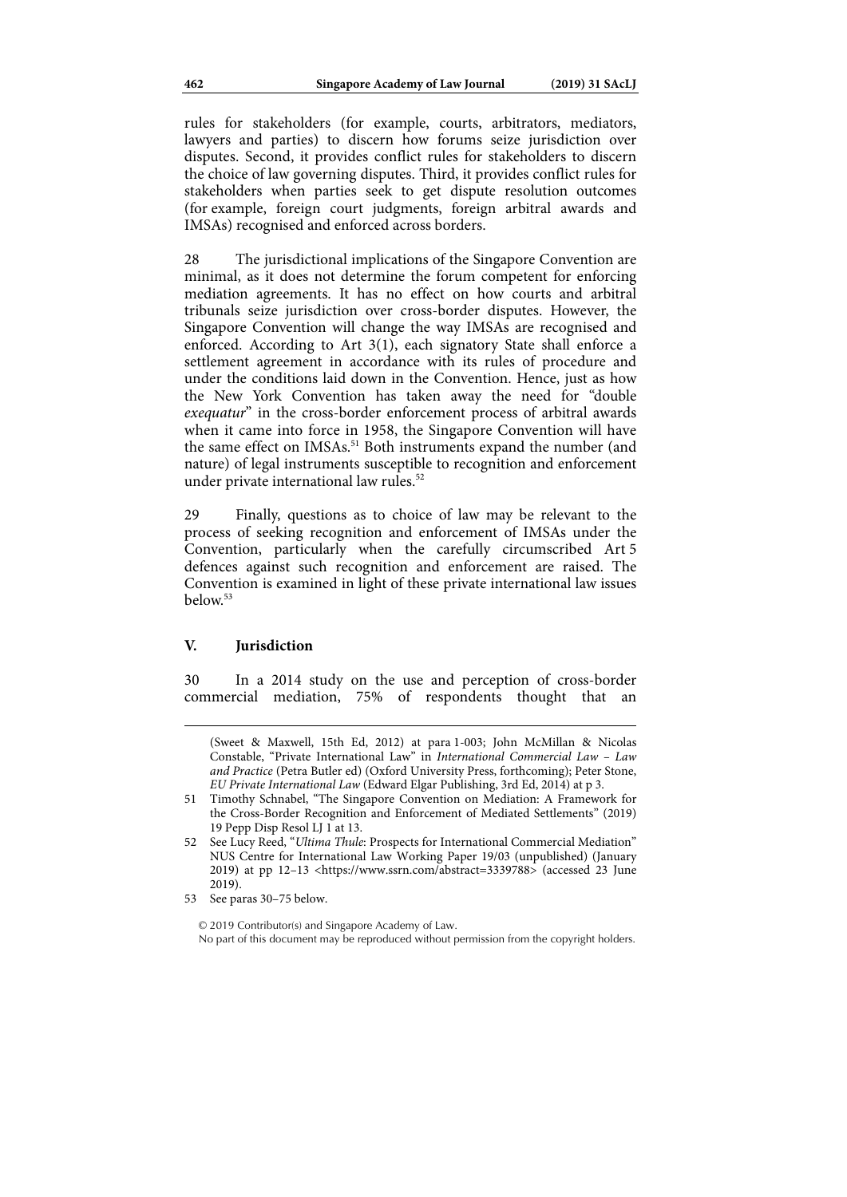rules for stakeholders (for example, courts, arbitrators, mediators, lawyers and parties) to discern how forums seize jurisdiction over disputes. Second, it provides conflict rules for stakeholders to discern the choice of law governing disputes. Third, it provides conflict rules for stakeholders when parties seek to get dispute resolution outcomes (for example, foreign court judgments, foreign arbitral awards and IMSAs) recognised and enforced across borders.

28 The jurisdictional implications of the Singapore Convention are minimal, as it does not determine the forum competent for enforcing mediation agreements. It has no effect on how courts and arbitral tribunals seize jurisdiction over cross-border disputes. However, the Singapore Convention will change the way IMSAs are recognised and enforced. According to Art 3(1), each signatory State shall enforce a settlement agreement in accordance with its rules of procedure and under the conditions laid down in the Convention. Hence, just as how the New York Convention has taken away the need for "double *exequatur*" in the cross-border enforcement process of arbitral awards when it came into force in 1958, the Singapore Convention will have the same effect on IMSAs.[51] Both instruments expand the number (and nature) of legal instruments susceptible to recognition and enforcement under private international law rules.[52]

29 Finally, questions as to choice of law may be relevant to the process of seeking recognition and enforcement of IMSAs under the Convention, particularly when the carefully circumscribed Art 5 defences against such recognition and enforcement are raised. The Convention is examined in light of these private international law issues below.[53]

## V. Jurisdiction

30 In a 2014 study on the use and perception of cross-border commercial mediation, 75% of respondents thought that an

(Sweet & Maxwell, 15th Ed, 2012) at para 1-003; John McMillan & Nicolas Constable, "Private International Law" in *International Commercial Law – Law and Practice* (Petra Butler ed) (Oxford University Press, forthcoming); Peter Stone, *EU Private International Law* (Edward Elgar Publishing, 3rd Ed, 2014) at p 3.

51 Timothy Schnabel, "The Singapore Convention on Mediation: A Framework for the Cross-Border Recognition and Enforcement of Mediated Settlements" (2019) 19 Pepp Disp Resol LJ 1 at 13.

52 See Lucy Reed, "*Ultima Thule*: Prospects for International Commercial Mediation" NUS Centre for International Law Working Paper 19/03 (unpublished) (January 2019) at pp 12–13 <https://www.ssrn.com/abstract=3339788> (accessed 23 June 2019).

53 See paras 30–75 below.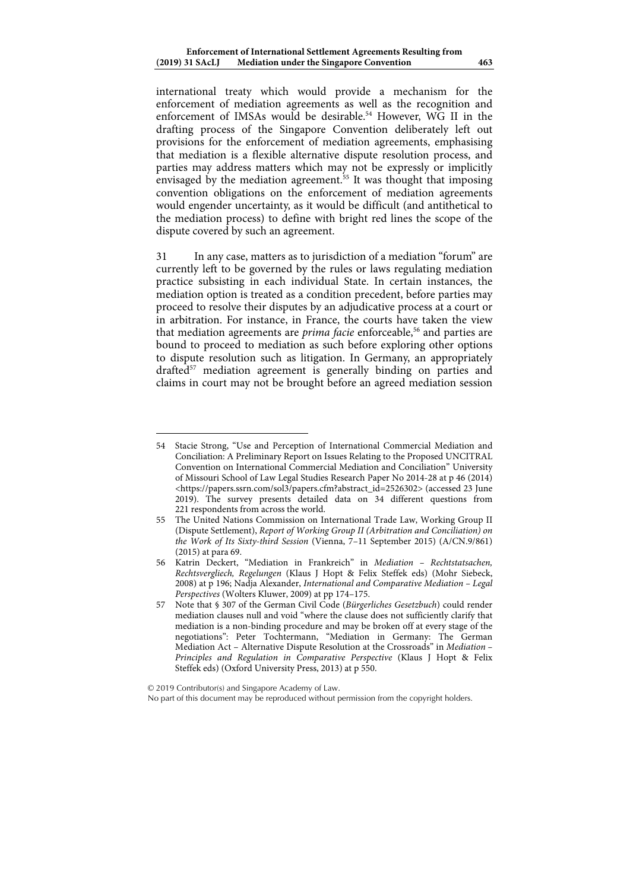international treaty which would provide a mechanism for the enforcement of mediation agreements as well as the recognition and enforcement of IMSAs would be desirable.[54] However, WG II in the drafting process of the Singapore Convention deliberately left out provisions for the enforcement of mediation agreements, emphasising that mediation is a flexible alternative dispute resolution process, and parties may address matters which may not be expressly or implicitly envisaged by the mediation agreement.[55] It was thought that imposing convention obligations on the enforcement of mediation agreements would engender uncertainty, as it would be difficult (and antithetical to the mediation process) to define with bright red lines the scope of the dispute covered by such an agreement.

31 In any case, matters as to jurisdiction of a mediation "forum" are currently left to be governed by the rules or laws regulating mediation practice subsisting in each individual State. In certain instances, the mediation option is treated as a condition precedent, before parties may proceed to resolve their disputes by an adjudicative process at a court or in arbitration. For instance, in France, the courts have taken the view that mediation agreements are *prima facie* enforceable,[56] and parties are bound to proceed to mediation as such before exploring other options to dispute resolution such as litigation. In Germany, an appropriately drafted[57] mediation agreement is generally binding on parties and claims in court may not be brought before an agreed mediation session

---

54 Stacie Strong, "Use and Perception of International Commercial Mediation and Conciliation: A Preliminary Report on Issues Relating to the Proposed UNCITRAL Convention on International Commercial Mediation and Conciliation" University of Missouri School of Law Legal Studies Research Paper No 2014-28 at p 46 (2014) <https://papers.ssrn.com/sol3/papers.cfm?abstract_id=2526302> (accessed 23 June 2019). The survey presents detailed data on 34 different questions from 221 respondents from across the world.

55 The United Nations Commission on International Trade Law, Working Group II (Dispute Settlement), *Report of Working Group II (Arbitration and Conciliation) on the Work of Its Sixty-third Session* (Vienna, 7–11 September 2015) (A/CN.9/861) (2015) at para 69.

56 Katrin Deckert, "Mediation in Frankreich" in *Mediation – Rechtstatsachen, Rechtsvergliech, Regelungen* (Klaus J Hopt & Felix Steffek eds) (Mohr Siebeck, 2008) at p 196; Nadja Alexander, *International and Comparative Mediation – Legal Perspectives* (Wolters Kluwer, 2009) at pp 174–175.

57 Note that § 307 of the German Civil Code (*Bürgerliches Gesetzbuch*) could render mediation clauses null and void "where the clause does not sufficiently clarify that mediation is a non-binding procedure and may be broken off at every stage of the negotiations": Peter Tochtermann, "Mediation in Germany: The German Mediation Act – Alternative Dispute Resolution at the Crossroads" in *Mediation – Principles and Regulation in Comparative Perspective* (Klaus J Hopt & Felix Steffek eds) (Oxford University Press, 2013) at p 550.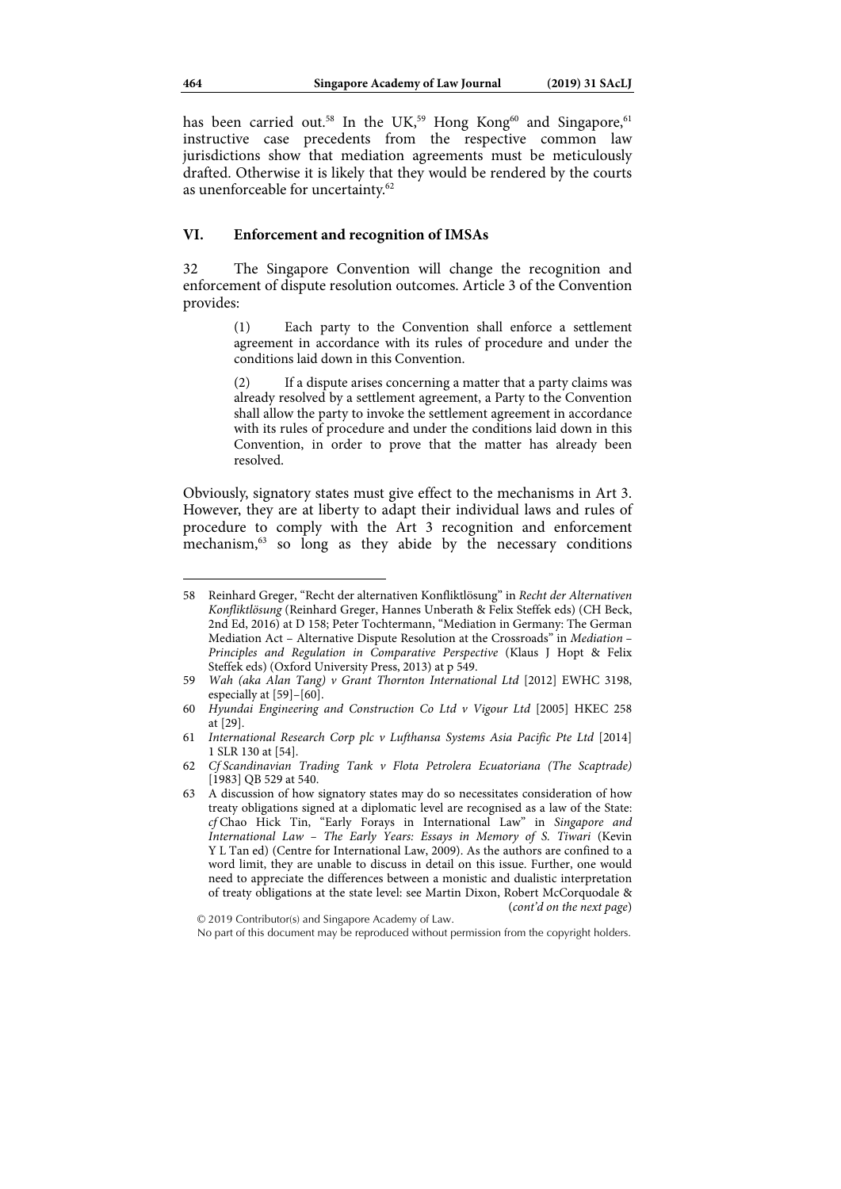has been carried out.[58] In the UK,[59] Hong Kong[60] and Singapore,[61] instructive case precedents from the respective common law jurisdictions show that mediation agreements must be meticulously drafted. Otherwise it is likely that they would be rendered by the courts as unenforceable for uncertainty.[62]

## VI. Enforcement and recognition of IMSAs

32 The Singapore Convention will change the recognition and enforcement of dispute resolution outcomes. Article 3 of the Convention provides:

> (1) Each party to the Convention shall enforce a settlement agreement in accordance with its rules of procedure and under the conditions laid down in this Convention.
>
> (2) If a dispute arises concerning a matter that a party claims was already resolved by a settlement agreement, a Party to the Convention shall allow the party to invoke the settlement agreement in accordance with its rules of procedure and under the conditions laid down in this Convention, in order to prove that the matter has already been resolved.

Obviously, signatory states must give effect to the mechanisms in Art 3. However, they are at liberty to adapt their individual laws and rules of procedure to comply with the Art 3 recognition and enforcement mechanism,[63] so long as they abide by the necessary conditions

---

58 Reinhard Greger, "Recht der alternativen Konfliktlösung" in *Recht der Alternativen Konfliktlösung* (Reinhard Greger, Hannes Unberath & Felix Steffek eds) (CH Beck, 2nd Ed, 2016) at D 158; Peter Tochtermann, "Mediation in Germany: The German Mediation Act – Alternative Dispute Resolution at the Crossroads" in *Mediation – Principles and Regulation in Comparative Perspective* (Klaus J Hopt & Felix Steffek eds) (Oxford University Press, 2013) at p 549.

59 *Wah (aka Alan Tang) v Grant Thornton International Ltd* [2012] EWHC 3198, especially at [59]–[60].

60 *Hyundai Engineering and Construction Co Ltd v Vigour Ltd* [2005] HKEC 258 at [29].

61 *International Research Corp plc v Lufthansa Systems Asia Pacific Pte Ltd* [2014] 1 SLR 130 at [54].

62 *Cf Scandinavian Trading Tank v Flota Petrolera Ecuatoriana (The Scaptrade)* [1983] QB 529 at 540.

63 A discussion of how signatory states may do so necessitates consideration of how treaty obligations signed at a diplomatic level are recognised as a law of the State: *cf* Chao Hick Tin, "Early Forays in International Law" in *Singapore and International Law – The Early Years: Essays in Memory of S. Tiwari* (Kevin Y L Tan ed) (Centre for International Law, 2009). As the authors are confined to a word limit, they are unable to discuss in detail on this issue. Further, one would need to appreciate the differences between a monistic and dualistic interpretation of treaty obligations at the state level: see Martin Dixon, Robert McCorquodale & (*cont'd on the next page*)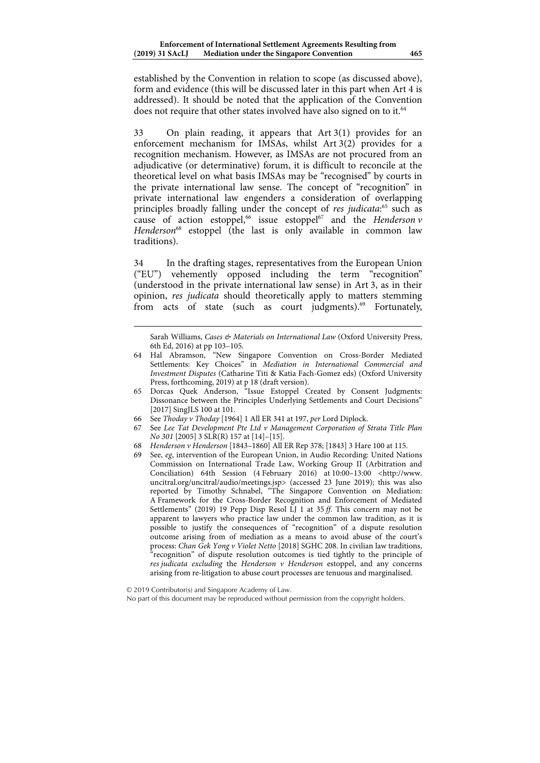established by the Convention in relation to scope (as discussed above), form and evidence (this will be discussed later in this part when Art 4 is addressed). It should be noted that the application of the Convention does not require that other states involved have also signed on to it.[64]

33 On plain reading, it appears that Art 3(1) provides for an enforcement mechanism for IMSAs, whilst Art 3(2) provides for a recognition mechanism. However, as IMSAs are not procured from an adjudicative (or determinative) forum, it is difficult to reconcile at the theoretical level on what basis IMSAs may be "recognised" by courts in the private international law sense. The concept of "recognition" in private international law engenders a consideration of overlapping principles broadly falling under the concept of *res judicata*:[65] such as cause of action estoppel,[66] issue estoppel[67] and the *Henderson v Henderson*[68] estoppel (the last is only available in common law traditions).

34 In the drafting stages, representatives from the European Union ("EU") vehemently opposed including the term "recognition" (understood in the private international law sense) in Art 3, as in their opinion, *res judicata* should theoretically apply to matters stemming from acts of state (such as court judgments).[69] Fortunately,

---

Sarah Williams, *Cases & Materials on International Law* (Oxford University Press, 6th Ed, 2016) at pp 103–105.

64 Hal Abramson, "New Singapore Convention on Cross-Border Mediated Settlements: Key Choices" in *Mediation in International Commercial and Investment Disputes* (Catharine Titi & Katia Fach-Gomez eds) (Oxford University Press, forthcoming, 2019) at p 18 (draft version).

65 Dorcas Quek Anderson, "Issue Estoppel Created by Consent Judgments: Dissonance between the Principles Underlying Settlements and Court Decisions" [2017] SingJLS 100 at 101.

66 See *Thoday v Thoday* [1964] 1 All ER 341 at 197, *per* Lord Diplock.

67 See *Lee Tat Development Pte Ltd v Management Corporation of Strata Title Plan No 301* [2005] 3 SLR(R) 157 at [14]–[15].

68 *Henderson v Henderson* [1843–1860] All ER Rep 378; [1843] 3 Hare 100 at 115.

69 See, *eg*, intervention of the European Union, in Audio Recording: United Nations Commission on International Trade Law, Working Group II (Arbitration and Conciliation) 64th Session (4 February 2016) at 10:00–13:00 <http://www.uncitral.org/uncitral/audio/meetings.jsp> (accessed 23 June 2019); this was also reported by Timothy Schnabel, "The Singapore Convention on Mediation: A Framework for the Cross-Border Recognition and Enforcement of Mediated Settlements" (2019) 19 Pepp Disp Resol LJ 1 at 35 *ff*. This concern may not be apparent to lawyers who practice law under the common law tradition, as it is possible to justify the consequences of "recognition" of a dispute resolution outcome arising from of mediation as a means to avoid abuse of the court's process: *Chan Gek Yong v Violet Netto* [2018] SGHC 208. In civilian law traditions, "recognition" of dispute resolution outcomes is tied tightly to the principle of *res judicata excluding* the *Henderson v Henderson* estoppel, and any concerns arising from re-litigation to abuse court processes are tenuous and marginalised.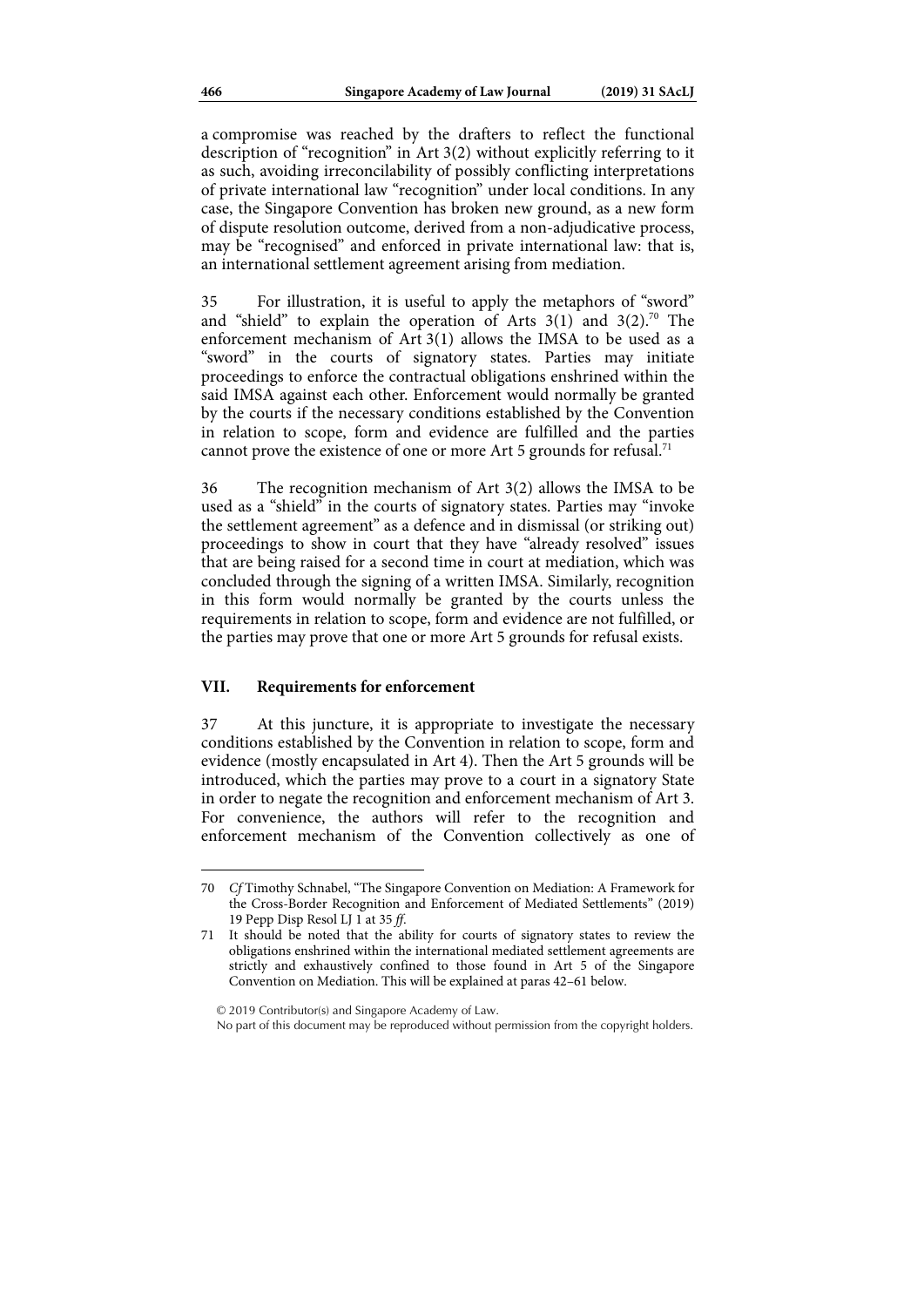a compromise was reached by the drafters to reflect the functional description of "recognition" in Art 3(2) without explicitly referring to it as such, avoiding irreconcilability of possibly conflicting interpretations of private international law "recognition" under local conditions. In any case, the Singapore Convention has broken new ground, as a new form of dispute resolution outcome, derived from a non-adjudicative process, may be "recognised" and enforced in private international law: that is, an international settlement agreement arising from mediation.

35 For illustration, it is useful to apply the metaphors of "sword" and "shield" to explain the operation of Arts 3(1) and 3(2).[70] The enforcement mechanism of Art 3(1) allows the IMSA to be used as a "sword" in the courts of signatory states. Parties may initiate proceedings to enforce the contractual obligations enshrined within the said IMSA against each other. Enforcement would normally be granted by the courts if the necessary conditions established by the Convention in relation to scope, form and evidence are fulfilled and the parties cannot prove the existence of one or more Art 5 grounds for refusal.[71]

36 The recognition mechanism of Art 3(2) allows the IMSA to be used as a "shield" in the courts of signatory states. Parties may "invoke the settlement agreement" as a defence and in dismissal (or striking out) proceedings to show in court that they have "already resolved" issues that are being raised for a second time in court at mediation, which was concluded through the signing of a written IMSA. Similarly, recognition in this form would normally be granted by the courts unless the requirements in relation to scope, form and evidence are not fulfilled, or the parties may prove that one or more Art 5 grounds for refusal exists.

## VII. Requirements for enforcement

37 At this juncture, it is appropriate to investigate the necessary conditions established by the Convention in relation to scope, form and evidence (mostly encapsulated in Art 4). Then the Art 5 grounds will be introduced, which the parties may prove to a court in a signatory State in order to negate the recognition and enforcement mechanism of Art 3. For convenience, the authors will refer to the recognition and enforcement mechanism of the Convention collectively as one of

---

70 *Cf* Timothy Schnabel, "The Singapore Convention on Mediation: A Framework for the Cross-Border Recognition and Enforcement of Mediated Settlements" (2019) 19 Pepp Disp Resol LJ 1 at 35 *ff*.

71 It should be noted that the ability for courts of signatory states to review the obligations enshrined within the international mediated settlement agreements are strictly and exhaustively confined to those found in Art 5 of the Singapore Convention on Mediation. This will be explained at paras 42–61 below.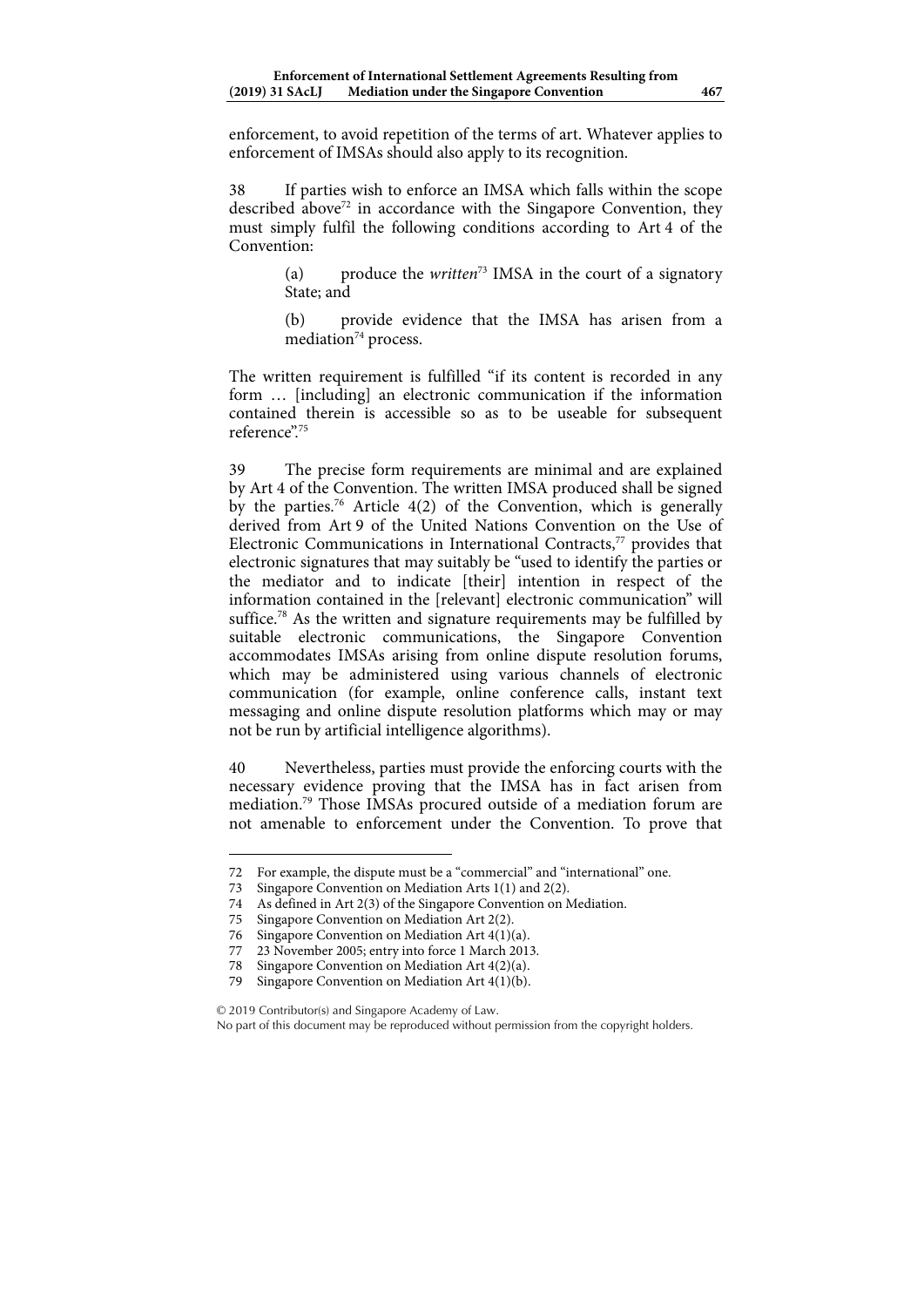enforcement, to avoid repetition of the terms of art. Whatever applies to enforcement of IMSAs should also apply to its recognition.

38 If parties wish to enforce an IMSA which falls within the scope described above[72] in accordance with the Singapore Convention, they must simply fulfil the following conditions according to Art 4 of the Convention:

> (a) produce the *written*[73] IMSA in the court of a signatory State; and
>
> (b) provide evidence that the IMSA has arisen from a mediation[74] process.

The written requirement is fulfilled "if its content is recorded in any form … [including] an electronic communication if the information contained therein is accessible so as to be useable for subsequent reference".[75]

39 The precise form requirements are minimal and are explained by Art 4 of the Convention. The written IMSA produced shall be signed by the parties.[76] Article 4(2) of the Convention, which is generally derived from Art 9 of the United Nations Convention on the Use of Electronic Communications in International Contracts,[77] provides that electronic signatures that may suitably be "used to identify the parties or the mediator and to indicate [their] intention in respect of the information contained in the [relevant] electronic communication" will suffice.[78] As the written and signature requirements may be fulfilled by suitable electronic communications, the Singapore Convention accommodates IMSAs arising from online dispute resolution forums, which may be administered using various channels of electronic communication (for example, online conference calls, instant text messaging and online dispute resolution platforms which may or may not be run by artificial intelligence algorithms).

40 Nevertheless, parties must provide the enforcing courts with the necessary evidence proving that the IMSA has in fact arisen from mediation.[79] Those IMSAs procured outside of a mediation forum are not amenable to enforcement under the Convention. To prove that

---

72 For example, the dispute must be a "commercial" and "international" one.

73 Singapore Convention on Mediation Arts 1(1) and 2(2).

74 As defined in Art 2(3) of the Singapore Convention on Mediation.

75 Singapore Convention on Mediation Art 2(2).

76 Singapore Convention on Mediation Art 4(1)(a).

77 23 November 2005; entry into force 1 March 2013.

78 Singapore Convention on Mediation Art 4(2)(a).

79 Singapore Convention on Mediation Art 4(1)(b).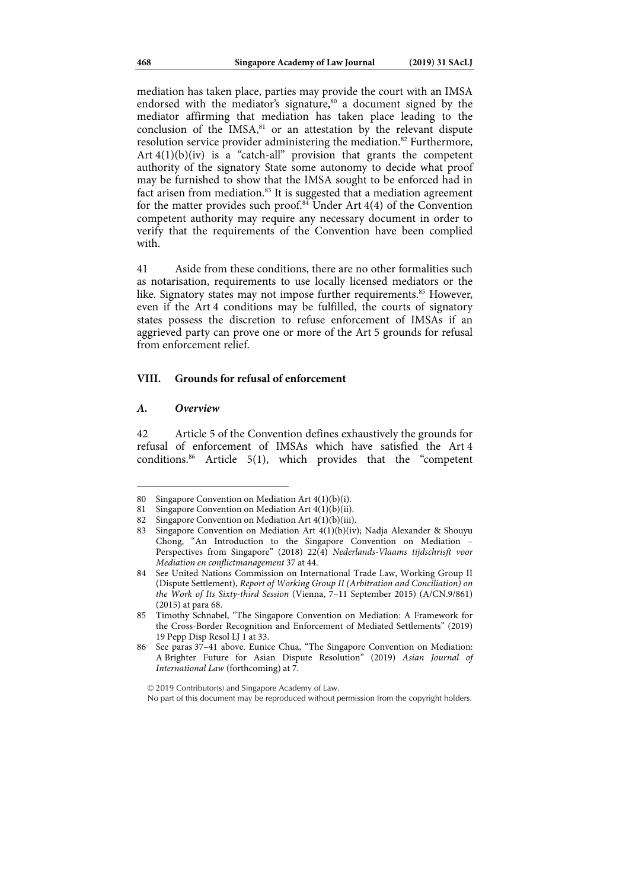mediation has taken place, parties may provide the court with an IMSA endorsed with the mediator's signature,[80] a document signed by the mediator affirming that mediation has taken place leading to the conclusion of the IMSA,[81] or an attestation by the relevant dispute resolution service provider administering the mediation.[82] Furthermore, Art 4(1)(b)(iv) is a "catch-all" provision that grants the competent authority of the signatory State some autonomy to decide what proof may be furnished to show that the IMSA sought to be enforced had in fact arisen from mediation.[83] It is suggested that a mediation agreement for the matter provides such proof.[84] Under Art 4(4) of the Convention competent authority may require any necessary document in order to verify that the requirements of the Convention have been complied with.

41 Aside from these conditions, there are no other formalities such as notarisation, requirements to use locally licensed mediators or the like. Signatory states may not impose further requirements.[85] However, even if the Art 4 conditions may be fulfilled, the courts of signatory states possess the discretion to refuse enforcement of IMSAs if an aggrieved party can prove one or more of the Art 5 grounds for refusal from enforcement relief.

## VIII. Grounds for refusal of enforcement

### *A. Overview*

42 Article 5 of the Convention defines exhaustively the grounds for refusal of enforcement of IMSAs which have satisfied the Art 4 conditions.[86] Article 5(1), which provides that the "competent

---

80 Singapore Convention on Mediation Art 4(1)(b)(i).

81 Singapore Convention on Mediation Art 4(1)(b)(ii).

82 Singapore Convention on Mediation Art 4(1)(b)(iii).

83 Singapore Convention on Mediation Art 4(1)(b)(iv); Nadja Alexander & Shouyu Chong, "An Introduction to the Singapore Convention on Mediation – Perspectives from Singapore" (2018) 22(4) *Nederlands-Vlaams tijdschrisft voor Mediation en conflictmanagement* 37 at 44.

84 See United Nations Commission on International Trade Law, Working Group II (Dispute Settlement), *Report of Working Group II (Arbitration and Conciliation) on the Work of Its Sixty-third Session* (Vienna, 7–11 September 2015) (A/CN.9/861) (2015) at para 68.

85 Timothy Schnabel, "The Singapore Convention on Mediation: A Framework for the Cross-Border Recognition and Enforcement of Mediated Settlements" (2019) 19 Pepp Disp Resol LJ 1 at 33.

86 See paras 37–41 above. Eunice Chua, "The Singapore Convention on Mediation: A Brighter Future for Asian Dispute Resolution" (2019) *Asian Journal of International Law* (forthcoming) at 7.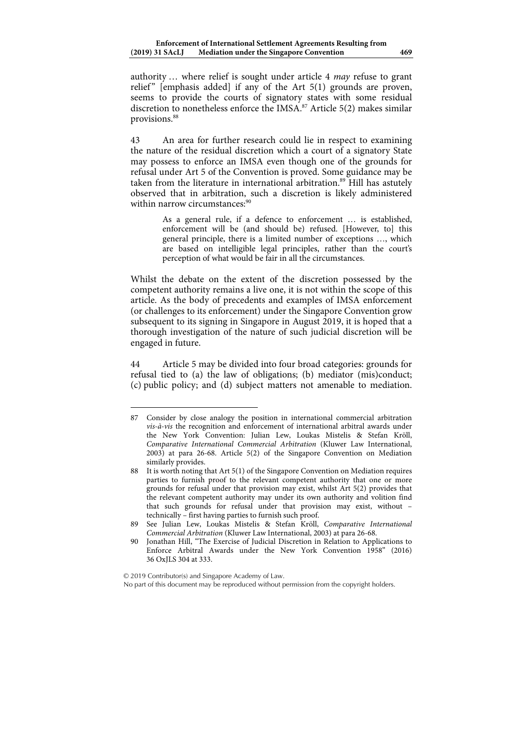authority … where relief is sought under article 4 *may* refuse to grant relief" [emphasis added] if any of the Art 5(1) grounds are proven, seems to provide the courts of signatory states with some residual discretion to nonetheless enforce the IMSA.[87] Article 5(2) makes similar provisions.[88]

43 An area for further research could lie in respect to examining the nature of the residual discretion which a court of a signatory State may possess to enforce an IMSA even though one of the grounds for refusal under Art 5 of the Convention is proved. Some guidance may be taken from the literature in international arbitration.[89] Hill has astutely observed that in arbitration, such a discretion is likely administered within narrow circumstances:[90]

> As a general rule, if a defence to enforcement … is established, enforcement will be (and should be) refused. [However, to] this general principle, there is a limited number of exceptions …, which are based on intelligible legal principles, rather than the court's perception of what would be fair in all the circumstances.

Whilst the debate on the extent of the discretion possessed by the competent authority remains a live one, it is not within the scope of this article. As the body of precedents and examples of IMSA enforcement (or challenges to its enforcement) under the Singapore Convention grow subsequent to its signing in Singapore in August 2019, it is hoped that a thorough investigation of the nature of such judicial discretion will be engaged in future.

44 Article 5 may be divided into four broad categories: grounds for refusal tied to (a) the law of obligations; (b) mediator (mis)conduct; (c) public policy; and (d) subject matters not amenable to mediation.

---

87 Consider by close analogy the position in international commercial arbitration *vis-à-vis* the recognition and enforcement of international arbitral awards under the New York Convention: Julian Lew, Loukas Mistelis & Stefan Kröll, *Comparative International Commercial Arbitration* (Kluwer Law International, 2003) at para 26-68. Article 5(2) of the Singapore Convention on Mediation similarly provides.

88 It is worth noting that Art 5(1) of the Singapore Convention on Mediation requires parties to furnish proof to the relevant competent authority that one or more grounds for refusal under that provision may exist, whilst Art 5(2) provides that the relevant competent authority may under its own authority and volition find that such grounds for refusal under that provision may exist, without – technically – first having parties to furnish such proof.

89 See Julian Lew, Loukas Mistelis & Stefan Kröll, *Comparative International Commercial Arbitration* (Kluwer Law International, 2003) at para 26-68.

90 Jonathan Hill, "The Exercise of Judicial Discretion in Relation to Applications to Enforce Arbitral Awards under the New York Convention 1958" (2016) 36 OxJLS 304 at 333.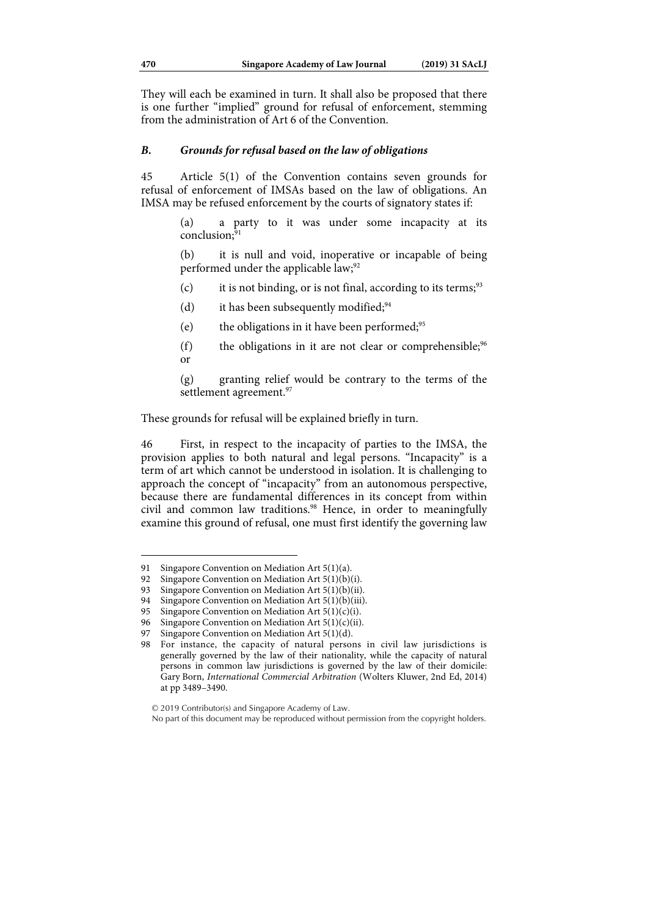They will each be examined in turn. It shall also be proposed that there is one further "implied" ground for refusal of enforcement, stemming from the administration of Art 6 of the Convention.

### *B. Grounds for refusal based on the law of obligations*

45 Article 5(1) of the Convention contains seven grounds for refusal of enforcement of IMSAs based on the law of obligations. An IMSA may be refused enforcement by the courts of signatory states if:

> (a) a party to it was under some incapacity at its conclusion;[91]
>
> (b) it is null and void, inoperative or incapable of being performed under the applicable law;[92]
>
> (c) it is not binding, or is not final, according to its terms;[93]
>
> (d) it has been subsequently modified;[94]
>
> (e) the obligations in it have been performed;[95]
>
> (f) the obligations in it are not clear or comprehensible;[96] or
>
> (g) granting relief would be contrary to the terms of the settlement agreement.[97]

These grounds for refusal will be explained briefly in turn.

46 First, in respect to the incapacity of parties to the IMSA, the provision applies to both natural and legal persons. "Incapacity" is a term of art which cannot be understood in isolation. It is challenging to approach the concept of "incapacity" from an autonomous perspective, because there are fundamental differences in its concept from within civil and common law traditions.[98] Hence, in order to meaningfully examine this ground of refusal, one must first identify the governing law

---

91 Singapore Convention on Mediation Art 5(1)(a).

92 Singapore Convention on Mediation Art 5(1)(b)(i).

93 Singapore Convention on Mediation Art 5(1)(b)(ii).

94 Singapore Convention on Mediation Art 5(1)(b)(iii).

95 Singapore Convention on Mediation Art 5(1)(c)(i).

96 Singapore Convention on Mediation Art 5(1)(c)(ii).

97 Singapore Convention on Mediation Art 5(1)(d).

98 For instance, the capacity of natural persons in civil law jurisdictions is generally governed by the law of their nationality, while the capacity of natural persons in common law jurisdictions is governed by the law of their domicile: Gary Born, *International Commercial Arbitration* (Wolters Kluwer, 2nd Ed, 2014) at pp 3489–3490.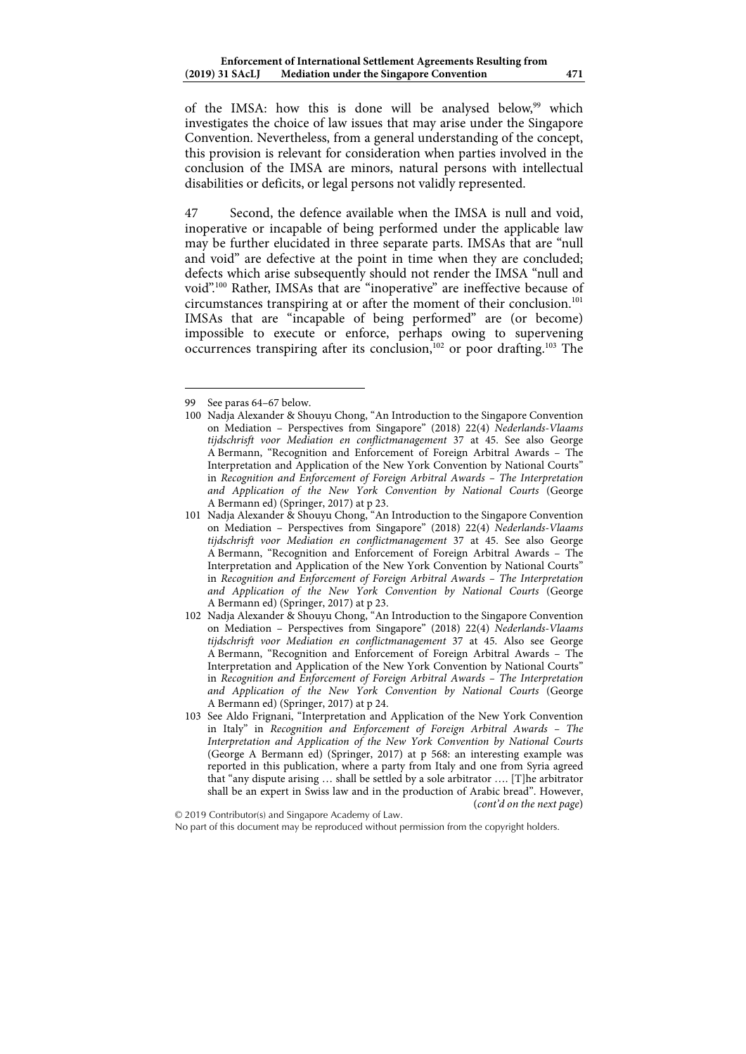of the IMSA: how this is done will be analysed below,[99] which investigates the choice of law issues that may arise under the Singapore Convention. Nevertheless, from a general understanding of the concept, this provision is relevant for consideration when parties involved in the conclusion of the IMSA are minors, natural persons with intellectual disabilities or deficits, or legal persons not validly represented.

47 Second, the defence available when the IMSA is null and void, inoperative or incapable of being performed under the applicable law may be further elucidated in three separate parts. IMSAs that are "null and void" are defective at the point in time when they are concluded; defects which arise subsequently should not render the IMSA "null and void".[100] Rather, IMSAs that are "inoperative" are ineffective because of circumstances transpiring at or after the moment of their conclusion.[101] IMSAs that are "incapable of being performed" are (or become) impossible to execute or enforce, perhaps owing to supervening occurrences transpiring after its conclusion,[102] or poor drafting.[103] The

---

99 See paras 64–67 below.

100 Nadja Alexander & Shouyu Chong, "An Introduction to the Singapore Convention on Mediation – Perspectives from Singapore" (2018) 22(4) *Nederlands-Vlaams tijdschrisft voor Mediation en conflictmanagement* 37 at 45. See also George A Bermann, "Recognition and Enforcement of Foreign Arbitral Awards – The Interpretation and Application of the New York Convention by National Courts" in *Recognition and Enforcement of Foreign Arbitral Awards – The Interpretation and Application of the New York Convention by National Courts* (George A Bermann ed) (Springer, 2017) at p 23.

101 Nadja Alexander & Shouyu Chong, "An Introduction to the Singapore Convention on Mediation – Perspectives from Singapore" (2018) 22(4) *Nederlands-Vlaams tijdschrisft voor Mediation en conflictmanagement* 37 at 45. See also George A Bermann, "Recognition and Enforcement of Foreign Arbitral Awards – The Interpretation and Application of the New York Convention by National Courts" in *Recognition and Enforcement of Foreign Arbitral Awards – The Interpretation and Application of the New York Convention by National Courts* (George A Bermann ed) (Springer, 2017) at p 23.

102 Nadja Alexander & Shouyu Chong, "An Introduction to the Singapore Convention on Mediation – Perspectives from Singapore" (2018) 22(4) *Nederlands-Vlaams tijdschrisft voor Mediation en conflictmanagement* 37 at 45. Also see George A Bermann, "Recognition and Enforcement of Foreign Arbitral Awards – The Interpretation and Application of the New York Convention by National Courts" in *Recognition and Enforcement of Foreign Arbitral Awards – The Interpretation and Application of the New York Convention by National Courts* (George A Bermann ed) (Springer, 2017) at p 24.

103 See Aldo Frignani, "Interpretation and Application of the New York Convention in Italy" in *Recognition and Enforcement of Foreign Arbitral Awards – The Interpretation and Application of the New York Convention by National Courts* (George A Bermann ed) (Springer, 2017) at p 568: an interesting example was reported in this publication, where a party from Italy and one from Syria agreed that "any dispute arising … shall be settled by a sole arbitrator …. [T]he arbitrator shall be an expert in Swiss law and in the production of Arabic bread". However, (*cont'd on the next page*)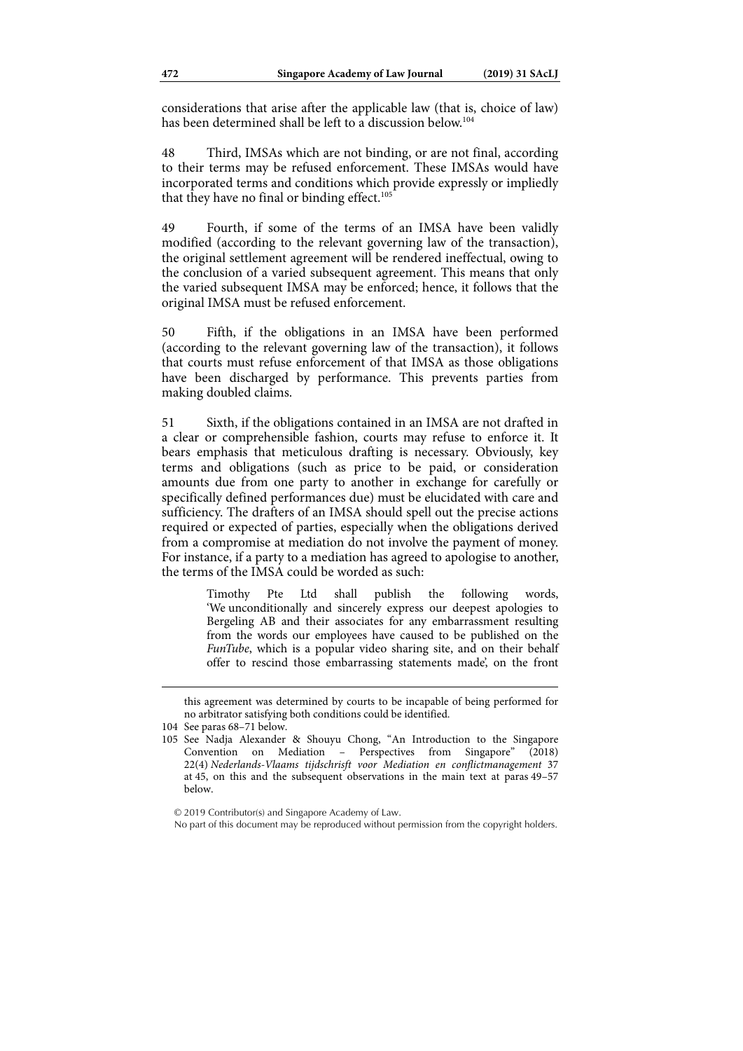considerations that arise after the applicable law (that is, choice of law) has been determined shall be left to a discussion below.[104]

48 Third, IMSAs which are not binding, or are not final, according to their terms may be refused enforcement. These IMSAs would have incorporated terms and conditions which provide expressly or impliedly that they have no final or binding effect.[105]

49 Fourth, if some of the terms of an IMSA have been validly modified (according to the relevant governing law of the transaction), the original settlement agreement will be rendered ineffectual, owing to the conclusion of a varied subsequent agreement. This means that only the varied subsequent IMSA may be enforced; hence, it follows that the original IMSA must be refused enforcement.

50 Fifth, if the obligations in an IMSA have been performed (according to the relevant governing law of the transaction), it follows that courts must refuse enforcement of that IMSA as those obligations have been discharged by performance. This prevents parties from making doubled claims.

51 Sixth, if the obligations contained in an IMSA are not drafted in a clear or comprehensible fashion, courts may refuse to enforce it. It bears emphasis that meticulous drafting is necessary. Obviously, key terms and obligations (such as price to be paid, or consideration amounts due from one party to another in exchange for carefully or specifically defined performances due) must be elucidated with care and sufficiency. The drafters of an IMSA should spell out the precise actions required or expected of parties, especially when the obligations derived from a compromise at mediation do not involve the payment of money. For instance, if a party to a mediation has agreed to apologise to another, the terms of the IMSA could be worded as such:

> Timothy Pte Ltd shall publish the following words, 'We unconditionally and sincerely express our deepest apologies to Bergeling AB and their associates for any embarrassment resulting from the words our employees have caused to be published on the *FunTube*, which is a popular video sharing site, and on their behalf offer to rescind those embarrassing statements made', on the front

---

this agreement was determined by courts to be incapable of being performed for no arbitrator satisfying both conditions could be identified.

104 See paras 68–71 below.

105 See Nadja Alexander & Shouyu Chong, "An Introduction to the Singapore Convention on Mediation – Perspectives from Singapore" (2018) 22(4) *Nederlands-Vlaams tijdschrisft voor Mediation en conflictmanagement* 37 at 45, on this and the subsequent observations in the main text at paras 49–57 below.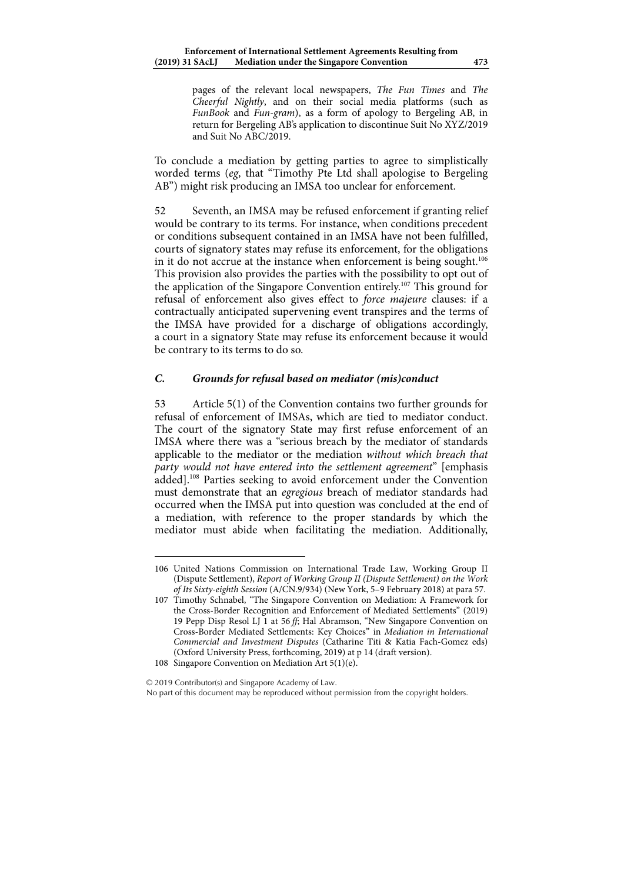pages of the relevant local newspapers, *The Fun Times* and *The Cheerful Nightly*, and on their social media platforms (such as *FunBook* and *Fun-gram*), as a form of apology to Bergeling AB, in return for Bergeling AB's application to discontinue Suit No XYZ/2019 and Suit No ABC/2019.

To conclude a mediation by getting parties to agree to simplistically worded terms (*eg*, that "Timothy Pte Ltd shall apologise to Bergeling AB") might risk producing an IMSA too unclear for enforcement.

52 Seventh, an IMSA may be refused enforcement if granting relief would be contrary to its terms. For instance, when conditions precedent or conditions subsequent contained in an IMSA have not been fulfilled, courts of signatory states may refuse its enforcement, for the obligations in it do not accrue at the instance when enforcement is being sought.[106] This provision also provides the parties with the possibility to opt out of the application of the Singapore Convention entirely.[107] This ground for refusal of enforcement also gives effect to *force majeure* clauses: if a contractually anticipated supervening event transpires and the terms of the IMSA have provided for a discharge of obligations accordingly, a court in a signatory State may refuse its enforcement because it would be contrary to its terms to do so.

### *C. Grounds for refusal based on mediator (mis)conduct*

53 Article 5(1) of the Convention contains two further grounds for refusal of enforcement of IMSAs, which are tied to mediator conduct. The court of the signatory State may first refuse enforcement of an IMSA where there was a "serious breach by the mediator of standards applicable to the mediator or the mediation *without which breach that party would not have entered into the settlement agreement*" [emphasis added].[108] Parties seeking to avoid enforcement under the Convention must demonstrate that an *egregious* breach of mediator standards had occurred when the IMSA put into question was concluded at the end of a mediation, with reference to the proper standards by which the mediator must abide when facilitating the mediation. Additionally,

---

106 United Nations Commission on International Trade Law, Working Group II (Dispute Settlement), *Report of Working Group II (Dispute Settlement) on the Work of Its Sixty-eighth Session* (A/CN.9/934) (New York, 5–9 February 2018) at para 57.

107 Timothy Schnabel, "The Singapore Convention on Mediation: A Framework for the Cross-Border Recognition and Enforcement of Mediated Settlements" (2019) 19 Pepp Disp Resol LJ 1 at 56 *ff*; Hal Abramson, "New Singapore Convention on Cross-Border Mediated Settlements: Key Choices" in *Mediation in International Commercial and Investment Disputes* (Catharine Titi & Katia Fach-Gomez eds) (Oxford University Press, forthcoming, 2019) at p 14 (draft version).

108 Singapore Convention on Mediation Art 5(1)(e).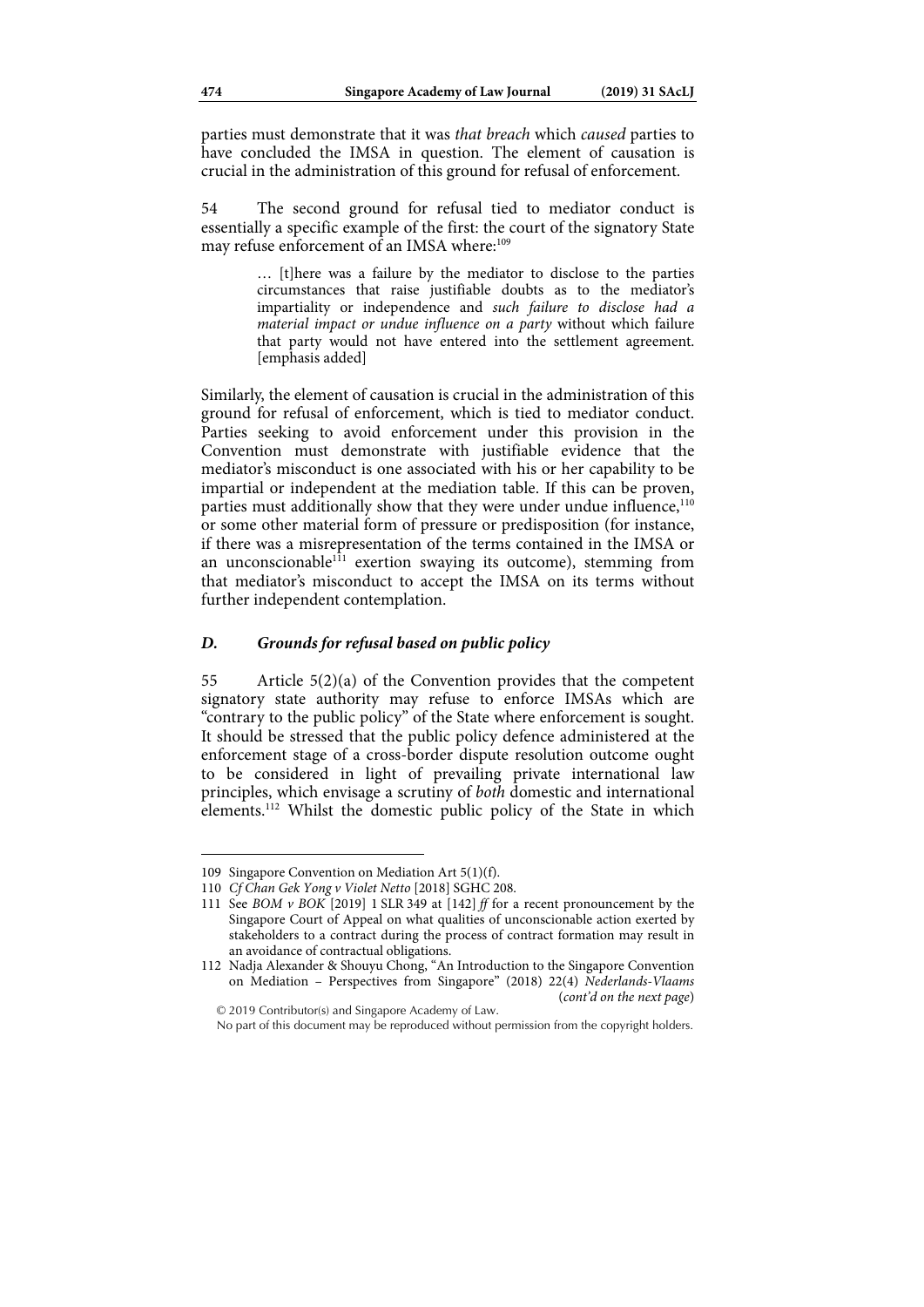parties must demonstrate that it was *that breach* which *caused* parties to have concluded the IMSA in question. The element of causation is crucial in the administration of this ground for refusal of enforcement.

54 The second ground for refusal tied to mediator conduct is essentially a specific example of the first: the court of the signatory State may refuse enforcement of an IMSA where:[109]

> … [t]here was a failure by the mediator to disclose to the parties circumstances that raise justifiable doubts as to the mediator's impartiality or independence and *such failure to disclose had a material impact or undue influence on a party* without which failure that party would not have entered into the settlement agreement. [emphasis added]

Similarly, the element of causation is crucial in the administration of this ground for refusal of enforcement, which is tied to mediator conduct. Parties seeking to avoid enforcement under this provision in the Convention must demonstrate with justifiable evidence that the mediator's misconduct is one associated with his or her capability to be impartial or independent at the mediation table. If this can be proven, parties must additionally show that they were under undue influence,[110] or some other material form of pressure or predisposition (for instance, if there was a misrepresentation of the terms contained in the IMSA or an unconscionable[111] exertion swaying its outcome), stemming from that mediator's misconduct to accept the IMSA on its terms without further independent contemplation.

### *D. Grounds for refusal based on public policy*

55 Article 5(2)(a) of the Convention provides that the competent signatory state authority may refuse to enforce IMSAs which are "contrary to the public policy" of the State where enforcement is sought. It should be stressed that the public policy defence administered at the enforcement stage of a cross-border dispute resolution outcome ought to be considered in light of prevailing private international law principles, which envisage a scrutiny of *both* domestic and international elements.[112] Whilst the domestic public policy of the State in which

---

109 Singapore Convention on Mediation Art 5(1)(f).

110 *Cf Chan Gek Yong v Violet Netto* [2018] SGHC 208.

111 See *BOM v BOK* [2019] 1 SLR 349 at [142] *ff* for a recent pronouncement by the Singapore Court of Appeal on what qualities of unconscionable action exerted by stakeholders to a contract during the process of contract formation may result in an avoidance of contractual obligations.

112 Nadja Alexander & Shouyu Chong, "An Introduction to the Singapore Convention on Mediation – Perspectives from Singapore" (2018) 22(4) *Nederlands-Vlaams* (*cont'd on the next page*)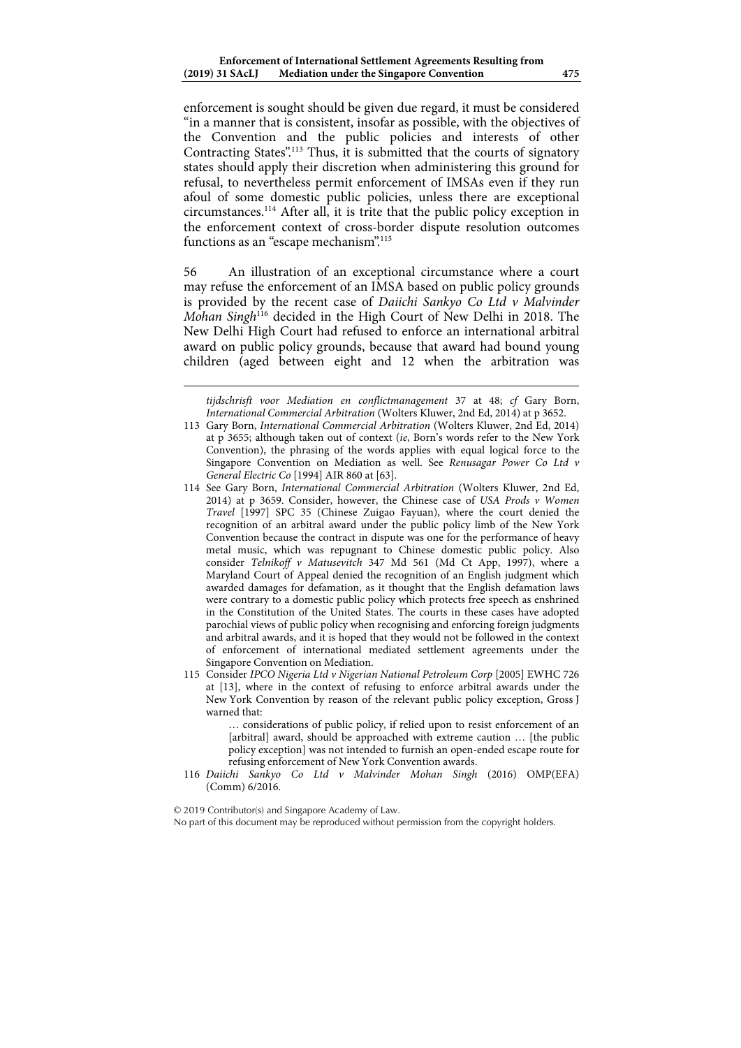enforcement is sought should be given due regard, it must be considered "in a manner that is consistent, insofar as possible, with the objectives of the Convention and the public policies and interests of other Contracting States".[113] Thus, it is submitted that the courts of signatory states should apply their discretion when administering this ground for refusal, to nevertheless permit enforcement of IMSAs even if they run afoul of some domestic public policies, unless there are exceptional circumstances.[114] After all, it is trite that the public policy exception in the enforcement context of cross-border dispute resolution outcomes functions as an "escape mechanism".[115]

56 An illustration of an exceptional circumstance where a court may refuse the enforcement of an IMSA based on public policy grounds is provided by the recent case of *Daiichi Sankyo Co Ltd v Malvinder Mohan Singh*[116] decided in the High Court of New Delhi in 2018. The New Delhi High Court had refused to enforce an international arbitral award on public policy grounds, because that award had bound young children (aged between eight and 12 when the arbitration was

---

*tijdschrisft voor Mediation en conflictmanagement* 37 at 48; *cf* Gary Born, *International Commercial Arbitration* (Wolters Kluwer, 2nd Ed, 2014) at p 3652.

113 Gary Born, *International Commercial Arbitration* (Wolters Kluwer, 2nd Ed, 2014) at p 3655; although taken out of context (*ie*, Born's words refer to the New York Convention), the phrasing of the words applies with equal logical force to the Singapore Convention on Mediation as well. See *Renusagar Power Co Ltd v General Electric Co* [1994] AIR 860 at [63].

114 See Gary Born, *International Commercial Arbitration* (Wolters Kluwer, 2nd Ed, 2014) at p 3659. Consider, however, the Chinese case of *USA Prods v Women Travel* [1997] SPC 35 (Chinese Zuigao Fayuan), where the court denied the recognition of an arbitral award under the public policy limb of the New York Convention because the contract in dispute was one for the performance of heavy metal music, which was repugnant to Chinese domestic public policy. Also consider *Telnikoff v Matusevitch* 347 Md 561 (Md Ct App, 1997), where a Maryland Court of Appeal denied the recognition of an English judgment which awarded damages for defamation, as it thought that the English defamation laws were contrary to a domestic public policy which protects free speech as enshrined in the Constitution of the United States. The courts in these cases have adopted parochial views of public policy when recognising and enforcing foreign judgments and arbitral awards, and it is hoped that they would not be followed in the context of enforcement of international mediated settlement agreements under the Singapore Convention on Mediation.

115 Consider *IPCO Nigeria Ltd v Nigerian National Petroleum Corp* [2005] EWHC 726 at [13], where in the context of refusing to enforce arbitral awards under the New York Convention by reason of the relevant public policy exception, Gross J warned that:

> … considerations of public policy, if relied upon to resist enforcement of an [arbitral] award, should be approached with extreme caution … [the public policy exception] was not intended to furnish an open-ended escape route for refusing enforcement of New York Convention awards.

116 *Daiichi Sankyo Co Ltd v Malvinder Mohan Singh* (2016) OMP(EFA) (Comm) 6/2016.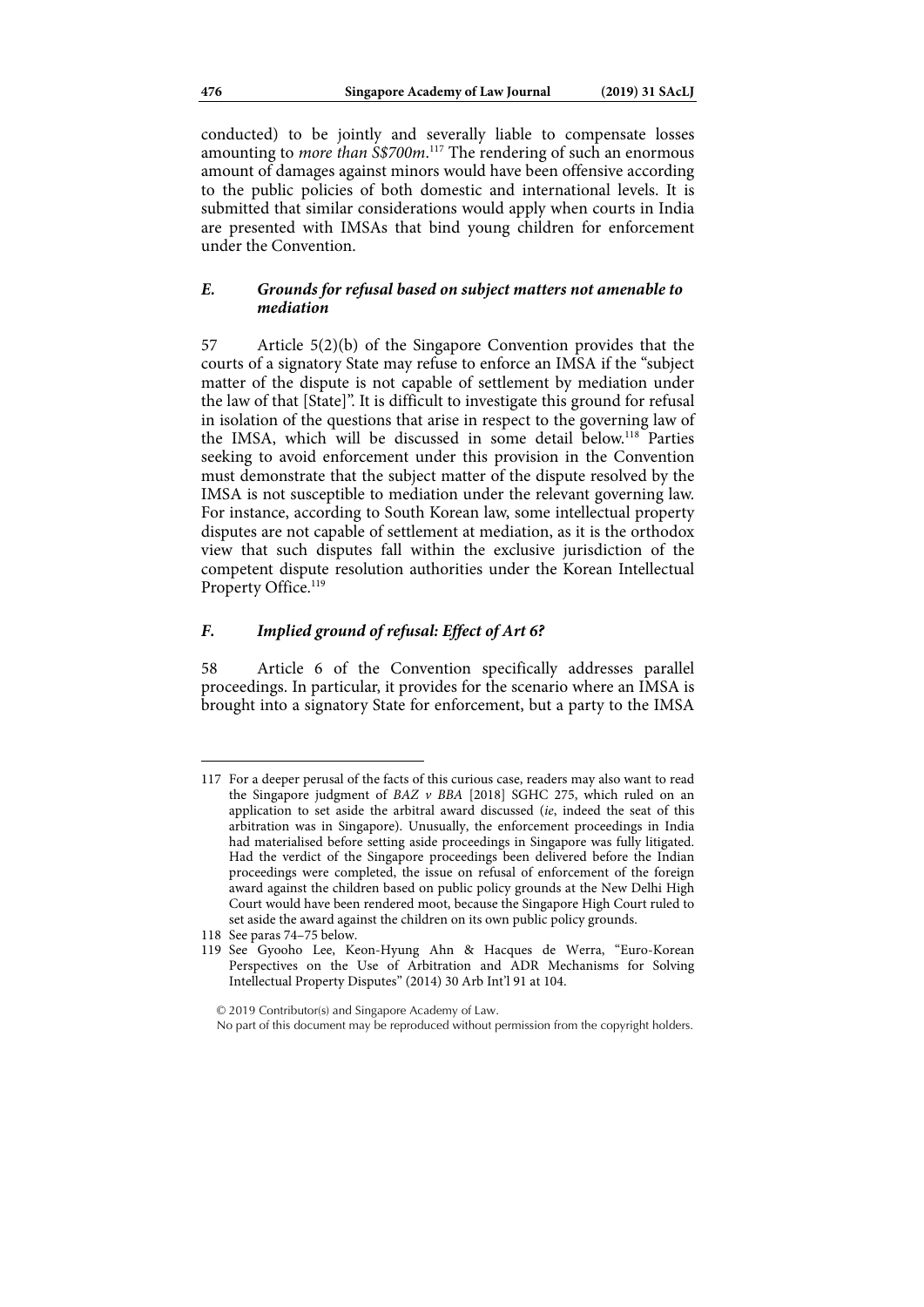conducted) to be jointly and severally liable to compensate losses amounting to *more than S$700m*.[117] The rendering of such an enormous amount of damages against minors would have been offensive according to the public policies of both domestic and international levels. It is submitted that similar considerations would apply when courts in India are presented with IMSAs that bind young children for enforcement under the Convention.

### *E. Grounds for refusal based on subject matters not amenable to mediation*

57 Article 5(2)(b) of the Singapore Convention provides that the courts of a signatory State may refuse to enforce an IMSA if the "subject matter of the dispute is not capable of settlement by mediation under the law of that [State]". It is difficult to investigate this ground for refusal in isolation of the questions that arise in respect to the governing law of the IMSA, which will be discussed in some detail below.[118] Parties seeking to avoid enforcement under this provision in the Convention must demonstrate that the subject matter of the dispute resolved by the IMSA is not susceptible to mediation under the relevant governing law. For instance, according to South Korean law, some intellectual property disputes are not capable of settlement at mediation, as it is the orthodox view that such disputes fall within the exclusive jurisdiction of the competent dispute resolution authorities under the Korean Intellectual Property Office.[119]

### *F. Implied ground of refusal: Effect of Art 6?*

58 Article 6 of the Convention specifically addresses parallel proceedings. In particular, it provides for the scenario where an IMSA is brought into a signatory State for enforcement, but a party to the IMSA

---

117 For a deeper perusal of the facts of this curious case, readers may also want to read the Singapore judgment of *BAZ v BBA* [2018] SGHC 275, which ruled on an application to set aside the arbitral award discussed (*ie*, indeed the seat of this arbitration was in Singapore). Unusually, the enforcement proceedings in India had materialised before setting aside proceedings in Singapore was fully litigated. Had the verdict of the Singapore proceedings been delivered before the Indian proceedings were completed, the issue on refusal of enforcement of the foreign award against the children based on public policy grounds at the New Delhi High Court would have been rendered moot, because the Singapore High Court ruled to set aside the award against the children on its own public policy grounds.

118 See paras 74–75 below.

119 See Gyooho Lee, Keon-Hyung Ahn & Hacques de Werra, "Euro-Korean Perspectives on the Use of Arbitration and ADR Mechanisms for Solving Intellectual Property Disputes" (2014) 30 Arb Int'l 91 at 104.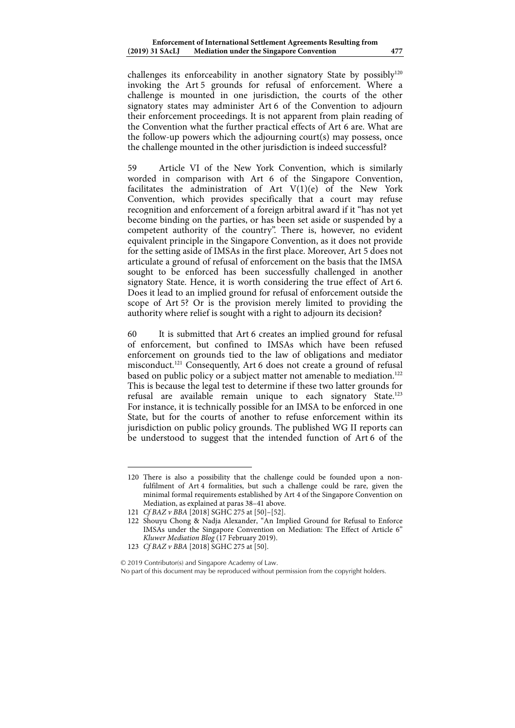challenges its enforceability in another signatory State by possibly[120] invoking the Art 5 grounds for refusal of enforcement. Where a challenge is mounted in one jurisdiction, the courts of the other signatory states may administer Art 6 of the Convention to adjourn their enforcement proceedings. It is not apparent from plain reading of the Convention what the further practical effects of Art 6 are. What are the follow-up powers which the adjourning court(s) may possess, once the challenge mounted in the other jurisdiction is indeed successful?

59 Article VI of the New York Convention, which is similarly worded in comparison with Art 6 of the Singapore Convention, facilitates the administration of Art V(1)(e) of the New York Convention, which provides specifically that a court may refuse recognition and enforcement of a foreign arbitral award if it "has not yet become binding on the parties, or has been set aside or suspended by a competent authority of the country". There is, however, no evident equivalent principle in the Singapore Convention, as it does not provide for the setting aside of IMSAs in the first place. Moreover, Art 5 does not articulate a ground of refusal of enforcement on the basis that the IMSA sought to be enforced has been successfully challenged in another signatory State. Hence, it is worth considering the true effect of Art 6. Does it lead to an implied ground for refusal of enforcement outside the scope of Art 5? Or is the provision merely limited to providing the authority where relief is sought with a right to adjourn its decision?

60 It is submitted that Art 6 creates an implied ground for refusal of enforcement, but confined to IMSAs which have been refused enforcement on grounds tied to the law of obligations and mediator misconduct.[121] Consequently, Art 6 does not create a ground of refusal based on public policy or a subject matter not amenable to mediation.[122] This is because the legal test to determine if these two latter grounds for refusal are available remain unique to each signatory State.[123] For instance, it is technically possible for an IMSA to be enforced in one State, but for the courts of another to refuse enforcement within its jurisdiction on public policy grounds. The published WG II reports can be understood to suggest that the intended function of Art 6 of the

---

120 There is also a possibility that the challenge could be founded upon a non-fulfilment of Art 4 formalities, but such a challenge could be rare, given the minimal formal requirements established by Art 4 of the Singapore Convention on Mediation, as explained at paras 38–41 above.

121 *Cf BAZ v BBA* [2018] SGHC 275 at [50]–[52].

122 Shouyu Chong & Nadja Alexander, "An Implied Ground for Refusal to Enforce IMSAs under the Singapore Convention on Mediation: The Effect of Article 6" *Kluwer Mediation Blog* (17 February 2019).

123 *Cf BAZ v BBA* [2018] SGHC 275 at [50].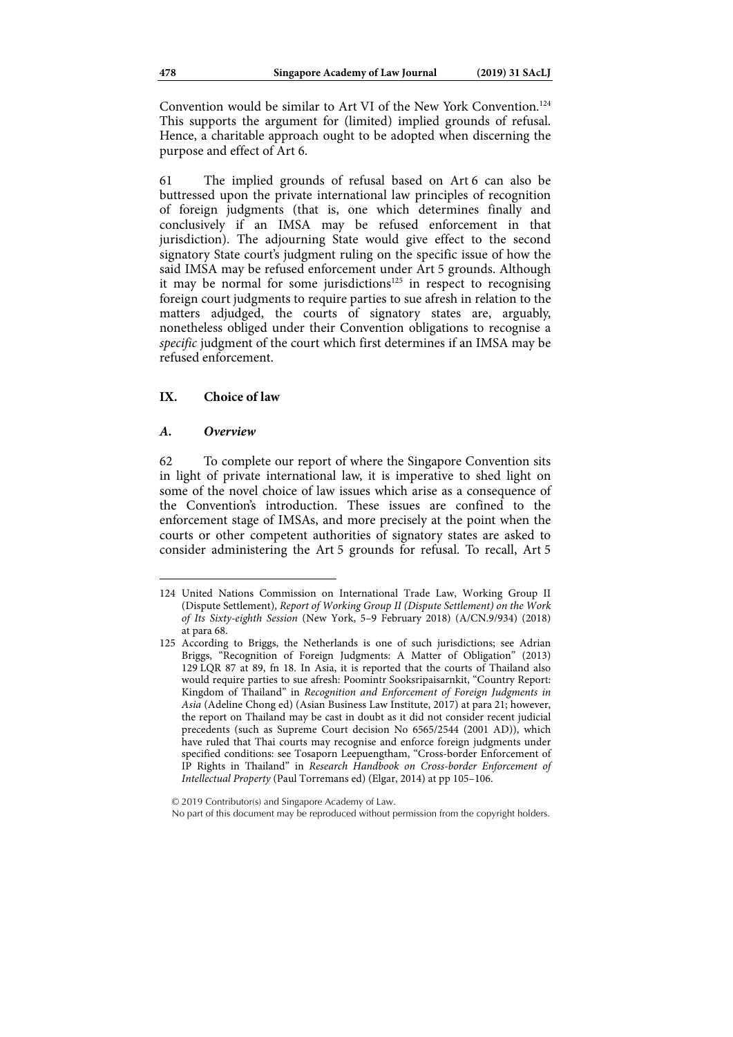Convention would be similar to Art VI of the New York Convention.[124] This supports the argument for (limited) implied grounds of refusal. Hence, a charitable approach ought to be adopted when discerning the purpose and effect of Art 6.

61 The implied grounds of refusal based on Art 6 can also be buttressed upon the private international law principles of recognition of foreign judgments (that is, one which determines finally and conclusively if an IMSA may be refused enforcement in that jurisdiction). The adjourning State would give effect to the second signatory State court's judgment ruling on the specific issue of how the said IMSA may be refused enforcement under Art 5 grounds. Although it may be normal for some jurisdictions[125] in respect to recognising foreign court judgments to require parties to sue afresh in relation to the matters adjudged, the courts of signatory states are, arguably, nonetheless obliged under their Convention obligations to recognise a *specific* judgment of the court which first determines if an IMSA may be refused enforcement.

## IX. Choice of law

### *A. Overview*

62 To complete our report of where the Singapore Convention sits in light of private international law, it is imperative to shed light on some of the novel choice of law issues which arise as a consequence of the Convention's introduction. These issues are confined to the enforcement stage of IMSAs, and more precisely at the point when the courts or other competent authorities of signatory states are asked to consider administering the Art 5 grounds for refusal. To recall, Art 5

---

124 United Nations Commission on International Trade Law, Working Group II (Dispute Settlement), *Report of Working Group II (Dispute Settlement) on the Work of Its Sixty-eighth Session* (New York, 5–9 February 2018) (A/CN.9/934) (2018) at para 68.

125 According to Briggs, the Netherlands is one of such jurisdictions; see Adrian Briggs, "Recognition of Foreign Judgments: A Matter of Obligation" (2013) 129 LQR 87 at 89, fn 18. In Asia, it is reported that the courts of Thailand also would require parties to sue afresh: Poomintr Sooksripaisarnkit, "Country Report: Kingdom of Thailand" in *Recognition and Enforcement of Foreign Judgments in Asia* (Adeline Chong ed) (Asian Business Law Institute, 2017) at para 21; however, the report on Thailand may be cast in doubt as it did not consider recent judicial precedents (such as Supreme Court decision No 6565/2544 (2001 AD)), which have ruled that Thai courts may recognise and enforce foreign judgments under specified conditions: see Tosaporn Leepuengtham, "Cross-border Enforcement of IP Rights in Thailand" in *Research Handbook on Cross-border Enforcement of Intellectual Property* (Paul Torremans ed) (Elgar, 2014) at pp 105–106.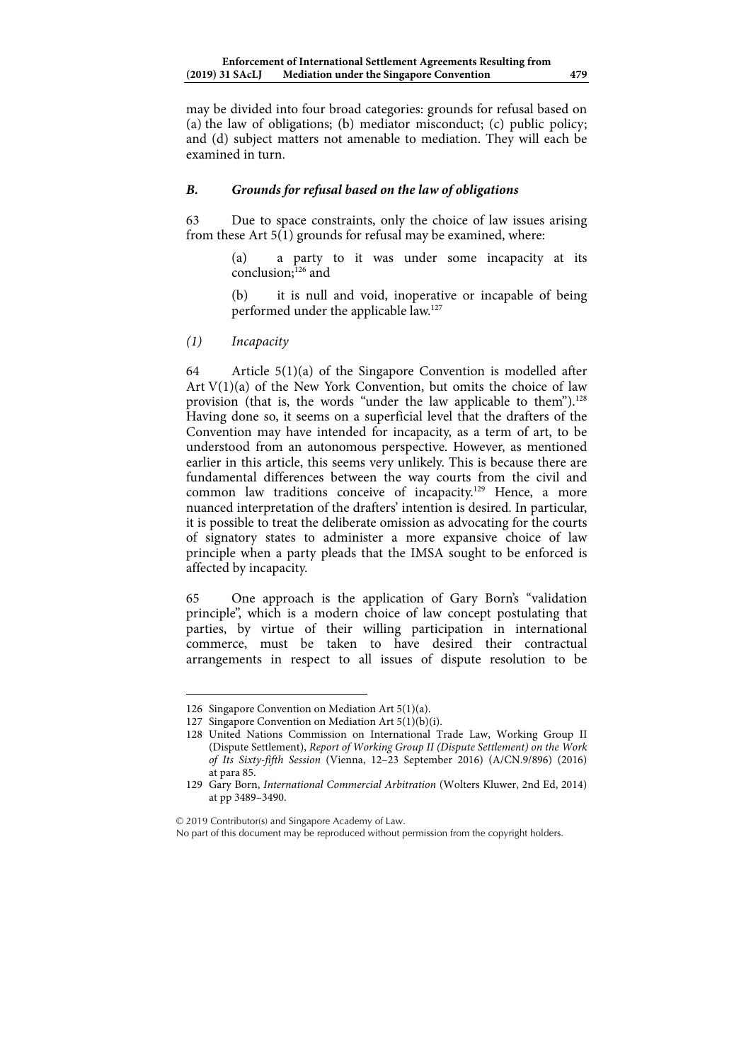may be divided into four broad categories: grounds for refusal based on (a) the law of obligations; (b) mediator misconduct; (c) public policy; and (d) subject matters not amenable to mediation. They will each be examined in turn.

### *B. Grounds for refusal based on the law of obligations*

63 Due to space constraints, only the choice of law issues arising from these Art 5(1) grounds for refusal may be examined, where:

> (a) a party to it was under some incapacity at its conclusion;[126] and
>
> (b) it is null and void, inoperative or incapable of being performed under the applicable law.[127]

#### *(1) Incapacity*

64 Article 5(1)(a) of the Singapore Convention is modelled after Art V(1)(a) of the New York Convention, but omits the choice of law provision (that is, the words "under the law applicable to them").[128] Having done so, it seems on a superficial level that the drafters of the Convention may have intended for incapacity, as a term of art, to be understood from an autonomous perspective. However, as mentioned earlier in this article, this seems very unlikely. This is because there are fundamental differences between the way courts from the civil and common law traditions conceive of incapacity.[129] Hence, a more nuanced interpretation of the drafters' intention is desired. In particular, it is possible to treat the deliberate omission as advocating for the courts of signatory states to administer a more expansive choice of law principle when a party pleads that the IMSA sought to be enforced is affected by incapacity.

65 One approach is the application of Gary Born's "validation principle", which is a modern choice of law concept postulating that parties, by virtue of their willing participation in international commerce, must be taken to have desired their contractual arrangements in respect to all issues of dispute resolution to be

---

126 Singapore Convention on Mediation Art 5(1)(a).

127 Singapore Convention on Mediation Art 5(1)(b)(i).

128 United Nations Commission on International Trade Law, Working Group II (Dispute Settlement), *Report of Working Group II (Dispute Settlement) on the Work of Its Sixty-fifth Session* (Vienna, 12–23 September 2016) (A/CN.9/896) (2016) at para 85.

129 Gary Born, *International Commercial Arbitration* (Wolters Kluwer, 2nd Ed, 2014) at pp 3489–3490.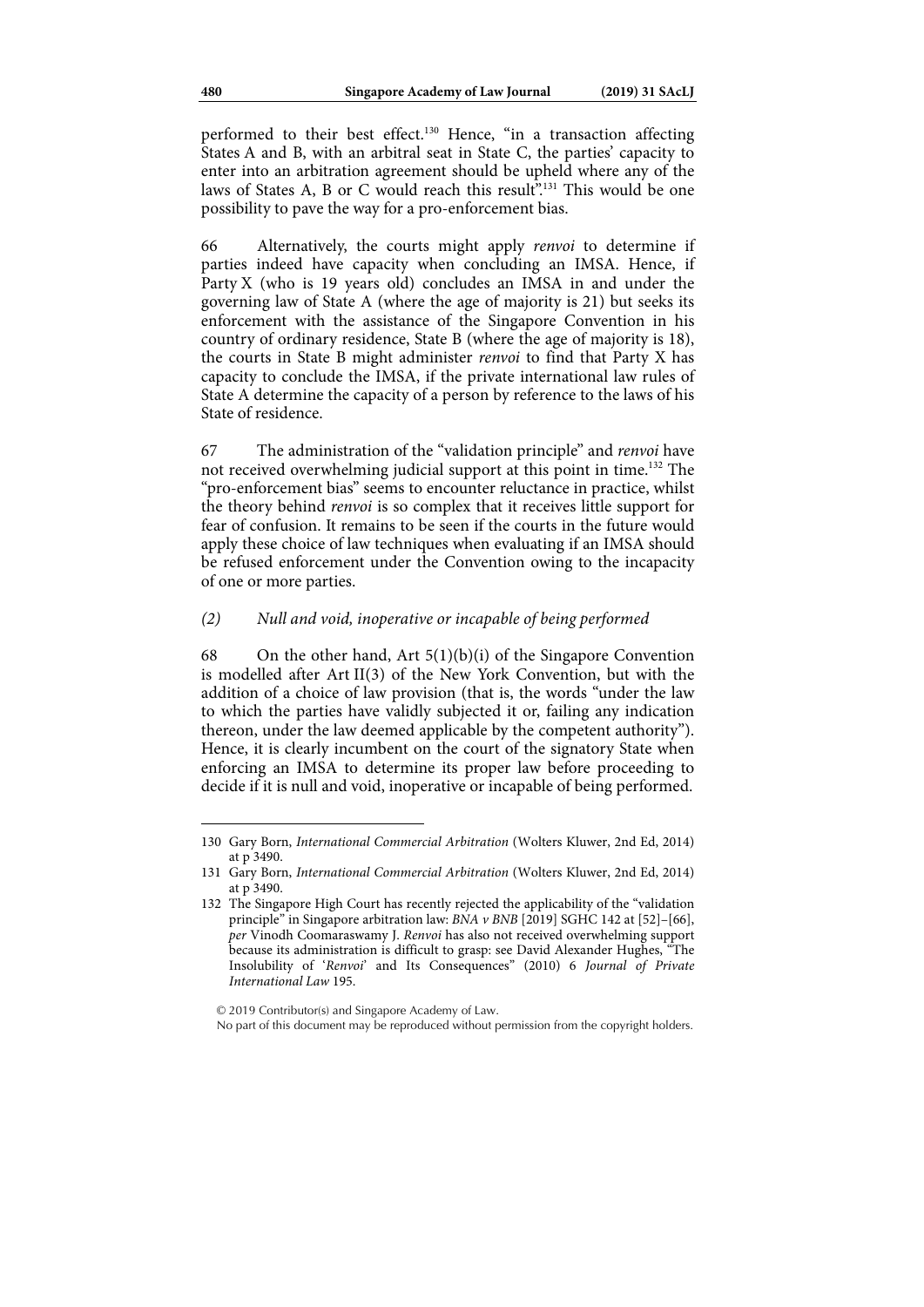performed to their best effect.[130] Hence, "in a transaction affecting States A and B, with an arbitral seat in State C, the parties' capacity to enter into an arbitration agreement should be upheld where any of the laws of States A, B or C would reach this result".[131] This would be one possibility to pave the way for a pro-enforcement bias.

66 Alternatively, the courts might apply *renvoi* to determine if parties indeed have capacity when concluding an IMSA. Hence, if Party X (who is 19 years old) concludes an IMSA in and under the governing law of State A (where the age of majority is 21) but seeks its enforcement with the assistance of the Singapore Convention in his country of ordinary residence, State B (where the age of majority is 18), the courts in State B might administer *renvoi* to find that Party X has capacity to conclude the IMSA, if the private international law rules of State A determine the capacity of a person by reference to the laws of his State of residence.

67 The administration of the "validation principle" and *renvoi* have not received overwhelming judicial support at this point in time.[132] The "pro-enforcement bias" seems to encounter reluctance in practice, whilst the theory behind *renvoi* is so complex that it receives little support for fear of confusion. It remains to be seen if the courts in the future would apply these choice of law techniques when evaluating if an IMSA should be refused enforcement under the Convention owing to the incapacity of one or more parties.

### *(2) Null and void, inoperative or incapable of being performed*

68 On the other hand, Art 5(1)(b)(i) of the Singapore Convention is modelled after Art II(3) of the New York Convention, but with the addition of a choice of law provision (that is, the words "under the law to which the parties have validly subjected it or, failing any indication thereon, under the law deemed applicable by the competent authority"). Hence, it is clearly incumbent on the court of the signatory State when enforcing an IMSA to determine its proper law before proceeding to decide if it is null and void, inoperative or incapable of being performed.

---

130 Gary Born, *International Commercial Arbitration* (Wolters Kluwer, 2nd Ed, 2014) at p 3490.

131 Gary Born, *International Commercial Arbitration* (Wolters Kluwer, 2nd Ed, 2014) at p 3490.

132 The Singapore High Court has recently rejected the applicability of the "validation principle" in Singapore arbitration law: *BNA v BNB* [2019] SGHC 142 at [52]–[66], *per* Vinodh Coomaraswamy J. *Renvoi* has also not received overwhelming support because its administration is difficult to grasp: see David Alexander Hughes, "The Insolubility of '*Renvoi*' and Its Consequences" (2010) 6 *Journal of Private International Law* 195.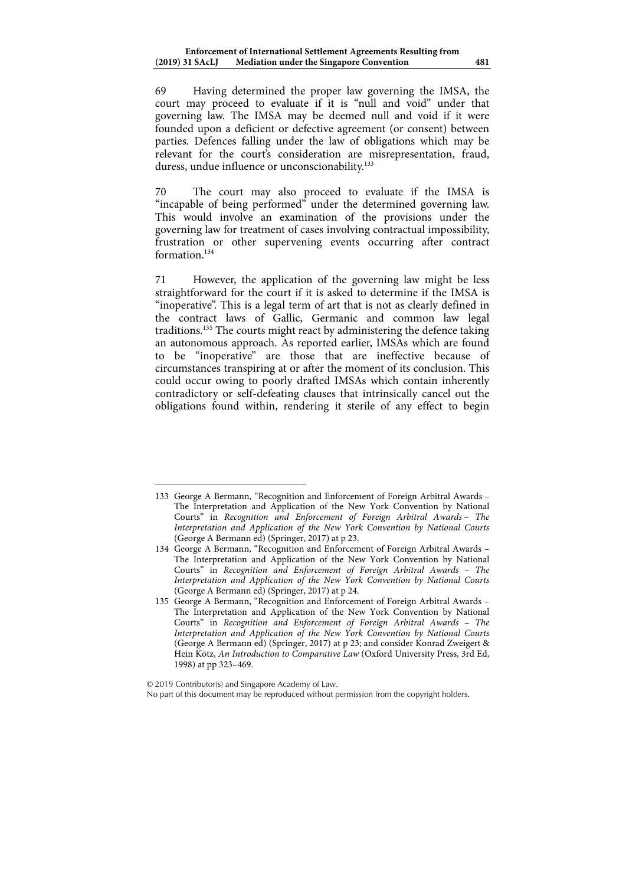69 Having determined the proper law governing the IMSA, the court may proceed to evaluate if it is "null and void" under that governing law. The IMSA may be deemed null and void if it were founded upon a deficient or defective agreement (or consent) between parties. Defences falling under the law of obligations which may be relevant for the court's consideration are misrepresentation, fraud, duress, undue influence or unconscionability.[133]

70 The court may also proceed to evaluate if the IMSA is "incapable of being performed" under the determined governing law. This would involve an examination of the provisions under the governing law for treatment of cases involving contractual impossibility, frustration or other supervening events occurring after contract formation.[134]

71 However, the application of the governing law might be less straightforward for the court if it is asked to determine if the IMSA is "inoperative". This is a legal term of art that is not as clearly defined in the contract laws of Gallic, Germanic and common law legal traditions.[135] The courts might react by administering the defence taking an autonomous approach. As reported earlier, IMSAs which are found to be "inoperative" are those that are ineffective because of circumstances transpiring at or after the moment of its conclusion. This could occur owing to poorly drafted IMSAs which contain inherently contradictory or self-defeating clauses that intrinsically cancel out the obligations found within, rendering it sterile of any effect to begin

---

133 George A Bermann, "Recognition and Enforcement of Foreign Arbitral Awards – The Interpretation and Application of the New York Convention by National Courts" in *Recognition and Enforcement of Foreign Arbitral Awards – The Interpretation and Application of the New York Convention by National Courts* (George A Bermann ed) (Springer, 2017) at p 23.

134 George A Bermann, "Recognition and Enforcement of Foreign Arbitral Awards – The Interpretation and Application of the New York Convention by National Courts" in *Recognition and Enforcement of Foreign Arbitral Awards – The Interpretation and Application of the New York Convention by National Courts* (George A Bermann ed) (Springer, 2017) at p 24.

135 George A Bermann, "Recognition and Enforcement of Foreign Arbitral Awards – The Interpretation and Application of the New York Convention by National Courts" in *Recognition and Enforcement of Foreign Arbitral Awards – The Interpretation and Application of the New York Convention by National Courts* (George A Bermann ed) (Springer, 2017) at p 23; and consider Konrad Zweigert & Hein Kötz, *An Introduction to Comparative Law* (Oxford University Press, 3rd Ed, 1998) at pp 323–469.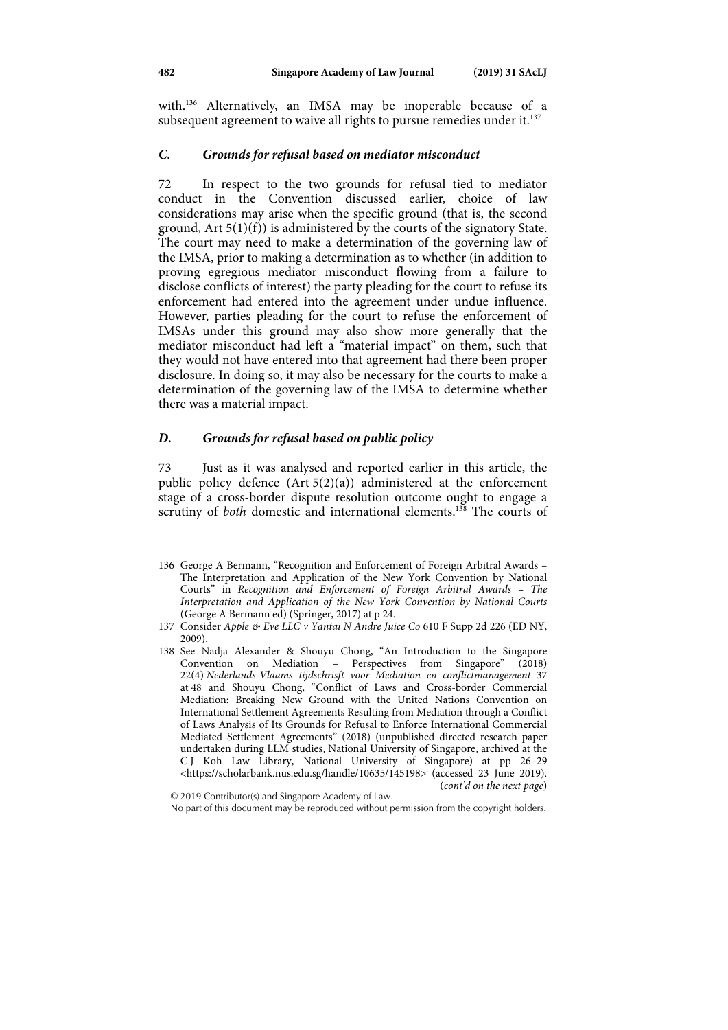with.[136] Alternatively, an IMSA may be inoperable because of a subsequent agreement to waive all rights to pursue remedies under it.[137]

### *C. Grounds for refusal based on mediator misconduct*

72 In respect to the two grounds for refusal tied to mediator conduct in the Convention discussed earlier, choice of law considerations may arise when the specific ground (that is, the second ground, Art 5(1)(f)) is administered by the courts of the signatory State. The court may need to make a determination of the governing law of the IMSA, prior to making a determination as to whether (in addition to proving egregious mediator misconduct flowing from a failure to disclose conflicts of interest) the party pleading for the court to refuse its enforcement had entered into the agreement under undue influence. However, parties pleading for the court to refuse the enforcement of IMSAs under this ground may also show more generally that the mediator misconduct had left a "material impact" on them, such that they would not have entered into that agreement had there been proper disclosure. In doing so, it may also be necessary for the courts to make a determination of the governing law of the IMSA to determine whether there was a material impact.

### *D. Grounds for refusal based on public policy*

73 Just as it was analysed and reported earlier in this article, the public policy defence (Art 5(2)(a)) administered at the enforcement stage of a cross-border dispute resolution outcome ought to engage a scrutiny of *both* domestic and international elements.[138] The courts of

---

136 George A Bermann, "Recognition and Enforcement of Foreign Arbitral Awards – The Interpretation and Application of the New York Convention by National Courts" in *Recognition and Enforcement of Foreign Arbitral Awards – The Interpretation and Application of the New York Convention by National Courts* (George A Bermann ed) (Springer, 2017) at p 24.

137 Consider *Apple & Eve LLC v Yantai N Andre Juice Co* 610 F Supp 2d 226 (ED NY, 2009).

138 See Nadja Alexander & Shouyu Chong, "An Introduction to the Singapore Convention on Mediation – Perspectives from Singapore" (2018) 22(4) *Nederlands-Vlaams tijdschrisft voor Mediation en conflictmanagement* 37 at 48 and Shouyu Chong, "Conflict of Laws and Cross-border Commercial Mediation: Breaking New Ground with the United Nations Convention on International Settlement Agreements Resulting from Mediation through a Conflict of Laws Analysis of Its Grounds for Refusal to Enforce International Commercial Mediated Settlement Agreements" (2018) (unpublished directed research paper undertaken during LLM studies, National University of Singapore, archived at the C J Koh Law Library, National University of Singapore) at pp 26–29 <https://scholarbank.nus.edu.sg/handle/10635/145198> (accessed 23 June 2019). (*cont'd on the next page*)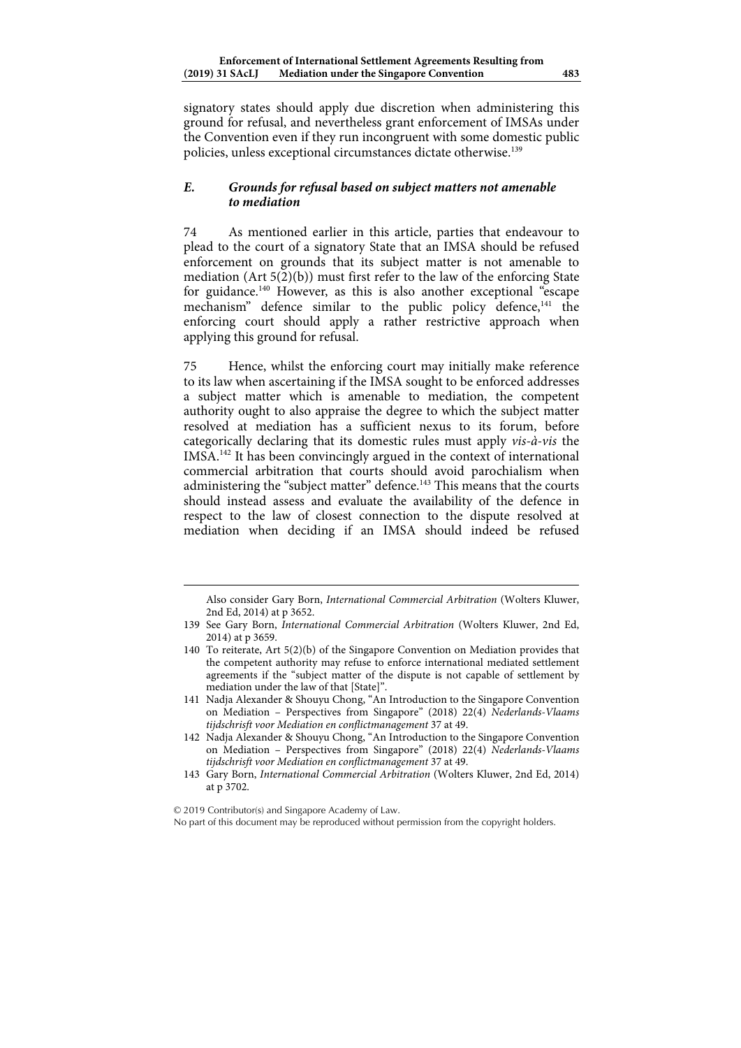signatory states should apply due discretion when administering this ground for refusal, and nevertheless grant enforcement of IMSAs under the Convention even if they run incongruent with some domestic public policies, unless exceptional circumstances dictate otherwise.[139]

### *E. Grounds for refusal based on subject matters not amenable to mediation*

74 As mentioned earlier in this article, parties that endeavour to plead to the court of a signatory State that an IMSA should be refused enforcement on grounds that its subject matter is not amenable to mediation (Art 5(2)(b)) must first refer to the law of the enforcing State for guidance.[140] However, as this is also another exceptional "escape mechanism" defence similar to the public policy defence,[141] the enforcing court should apply a rather restrictive approach when applying this ground for refusal.

75 Hence, whilst the enforcing court may initially make reference to its law when ascertaining if the IMSA sought to be enforced addresses a subject matter which is amenable to mediation, the competent authority ought to also appraise the degree to which the subject matter resolved at mediation has a sufficient nexus to its forum, before categorically declaring that its domestic rules must apply *vis-à-vis* the IMSA.[142] It has been convincingly argued in the context of international commercial arbitration that courts should avoid parochialism when administering the "subject matter" defence.[143] This means that the courts should instead assess and evaluate the availability of the defence in respect to the law of closest connection to the dispute resolved at mediation when deciding if an IMSA should indeed be refused

---

Also consider Gary Born, *International Commercial Arbitration* (Wolters Kluwer, 2nd Ed, 2014) at p 3652.

139 See Gary Born, *International Commercial Arbitration* (Wolters Kluwer, 2nd Ed, 2014) at p 3659.

140 To reiterate, Art 5(2)(b) of the Singapore Convention on Mediation provides that the competent authority may refuse to enforce international mediated settlement agreements if the "subject matter of the dispute is not capable of settlement by mediation under the law of that [State]".

141 Nadja Alexander & Shouyu Chong, "An Introduction to the Singapore Convention on Mediation – Perspectives from Singapore" (2018) 22(4) *Nederlands-Vlaams tijdschrisft voor Mediation en conflictmanagement* 37 at 49.

142 Nadja Alexander & Shouyu Chong, "An Introduction to the Singapore Convention on Mediation – Perspectives from Singapore" (2018) 22(4) *Nederlands-Vlaams tijdschrisft voor Mediation en conflictmanagement* 37 at 49.

143 Gary Born, *International Commercial Arbitration* (Wolters Kluwer, 2nd Ed, 2014) at p 3702.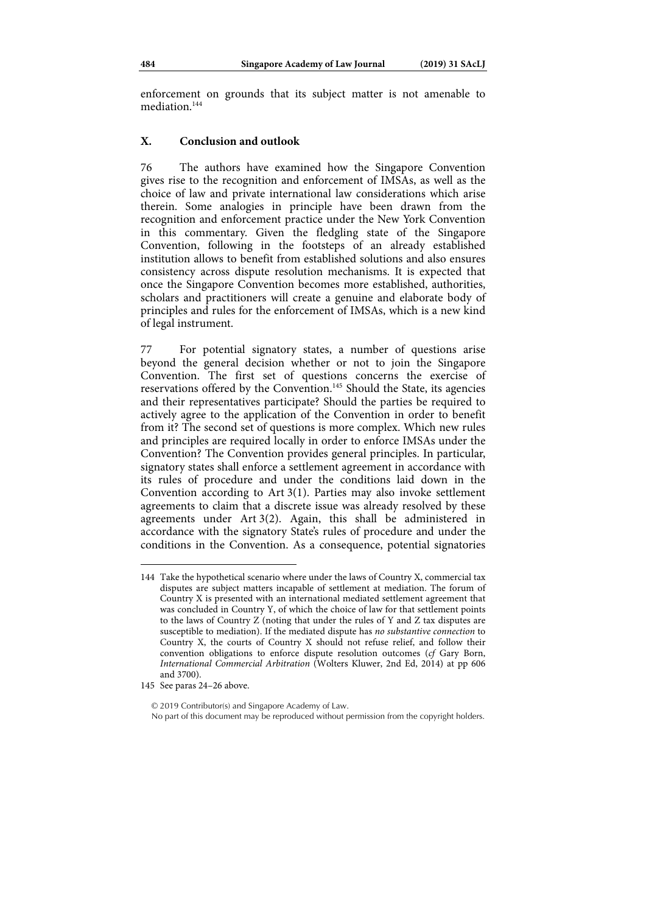enforcement on grounds that its subject matter is not amenable to mediation.[144]

## X. Conclusion and outlook

76 The authors have examined how the Singapore Convention gives rise to the recognition and enforcement of IMSAs, as well as the choice of law and private international law considerations which arise therein. Some analogies in principle have been drawn from the recognition and enforcement practice under the New York Convention in this commentary. Given the fledgling state of the Singapore Convention, following in the footsteps of an already established institution allows to benefit from established solutions and also ensures consistency across dispute resolution mechanisms. It is expected that once the Singapore Convention becomes more established, authorities, scholars and practitioners will create a genuine and elaborate body of principles and rules for the enforcement of IMSAs, which is a new kind of legal instrument.

77 For potential signatory states, a number of questions arise beyond the general decision whether or not to join the Singapore Convention. The first set of questions concerns the exercise of reservations offered by the Convention.[145] Should the State, its agencies and their representatives participate? Should the parties be required to actively agree to the application of the Convention in order to benefit from it? The second set of questions is more complex. Which new rules and principles are required locally in order to enforce IMSAs under the Convention? The Convention provides general principles. In particular, signatory states shall enforce a settlement agreement in accordance with its rules of procedure and under the conditions laid down in the Convention according to Art 3(1). Parties may also invoke settlement agreements to claim that a discrete issue was already resolved by these agreements under Art 3(2). Again, this shall be administered in accordance with the signatory State's rules of procedure and under the conditions in the Convention. As a consequence, potential signatories

---

144 Take the hypothetical scenario where under the laws of Country X, commercial tax disputes are subject matters incapable of settlement at mediation. The forum of Country X is presented with an international mediated settlement agreement that was concluded in Country Y, of which the choice of law for that settlement points to the laws of Country Z (noting that under the rules of Y and Z tax disputes are susceptible to mediation). If the mediated dispute has *no substantive connection* to Country X, the courts of Country X should not refuse relief, and follow their convention obligations to enforce dispute resolution outcomes (*cf* Gary Born, *International Commercial Arbitration* (Wolters Kluwer, 2nd Ed, 2014) at pp 606 and 3700).

145 See paras 24–26 above.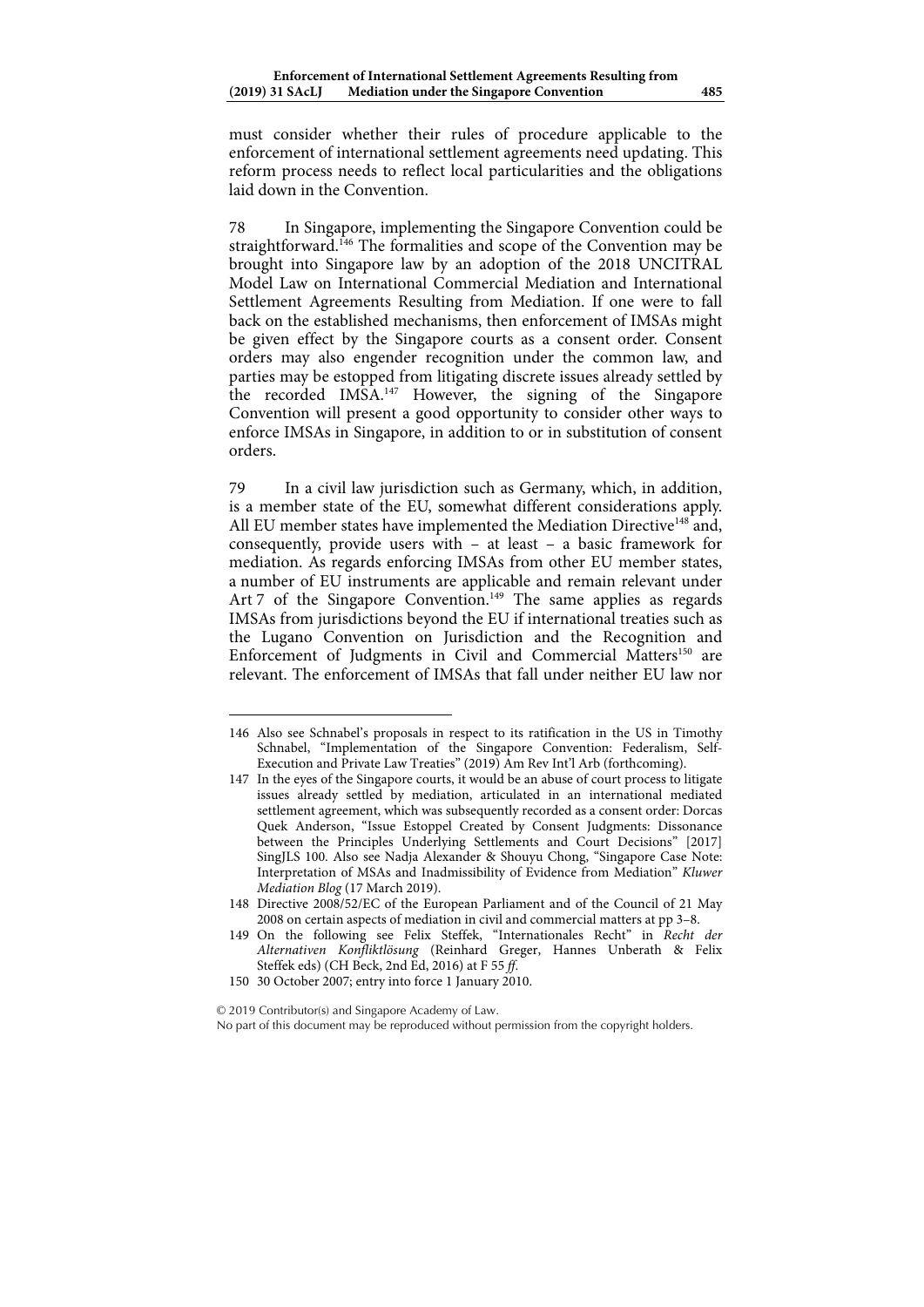must consider whether their rules of procedure applicable to the enforcement of international settlement agreements need updating. This reform process needs to reflect local particularities and the obligations laid down in the Convention.

78 In Singapore, implementing the Singapore Convention could be straightforward.[146] The formalities and scope of the Convention may be brought into Singapore law by an adoption of the 2018 UNCITRAL Model Law on International Commercial Mediation and International Settlement Agreements Resulting from Mediation. If one were to fall back on the established mechanisms, then enforcement of IMSAs might be given effect by the Singapore courts as a consent order. Consent orders may also engender recognition under the common law, and parties may be estopped from litigating discrete issues already settled by the recorded IMSA.[147] However, the signing of the Singapore Convention will present a good opportunity to consider other ways to enforce IMSAs in Singapore, in addition to or in substitution of consent orders.

79 In a civil law jurisdiction such as Germany, which, in addition, is a member state of the EU, somewhat different considerations apply. All EU member states have implemented the Mediation Directive[148] and, consequently, provide users with – at least – a basic framework for mediation. As regards enforcing IMSAs from other EU member states, a number of EU instruments are applicable and remain relevant under Art 7 of the Singapore Convention.[149] The same applies as regards IMSAs from jurisdictions beyond the EU if international treaties such as the Lugano Convention on Jurisdiction and the Recognition and Enforcement of Judgments in Civil and Commercial Matters[150] are relevant. The enforcement of IMSAs that fall under neither EU law nor

---

146 Also see Schnabel's proposals in respect to its ratification in the US in Timothy Schnabel, "Implementation of the Singapore Convention: Federalism, Self-Execution and Private Law Treaties" (2019) Am Rev Int'l Arb (forthcoming).

147 In the eyes of the Singapore courts, it would be an abuse of court process to litigate issues already settled by mediation, articulated in an international mediated settlement agreement, which was subsequently recorded as a consent order: Dorcas Quek Anderson, "Issue Estoppel Created by Consent Judgments: Dissonance between the Principles Underlying Settlements and Court Decisions" [2017] SingJLS 100. Also see Nadja Alexander & Shouyu Chong, "Singapore Case Note: Interpretation of MSAs and Inadmissibility of Evidence from Mediation" *Kluwer Mediation Blog* (17 March 2019).

148 Directive 2008/52/EC of the European Parliament and of the Council of 21 May 2008 on certain aspects of mediation in civil and commercial matters at pp 3–8.

149 On the following see Felix Steffek, "Internationales Recht" in *Recht der Alternativen Konfliktlösung* (Reinhard Greger, Hannes Unberath & Felix Steffek eds) (CH Beck, 2nd Ed, 2016) at F 55 *ff*.

150 30 October 2007; entry into force 1 January 2010.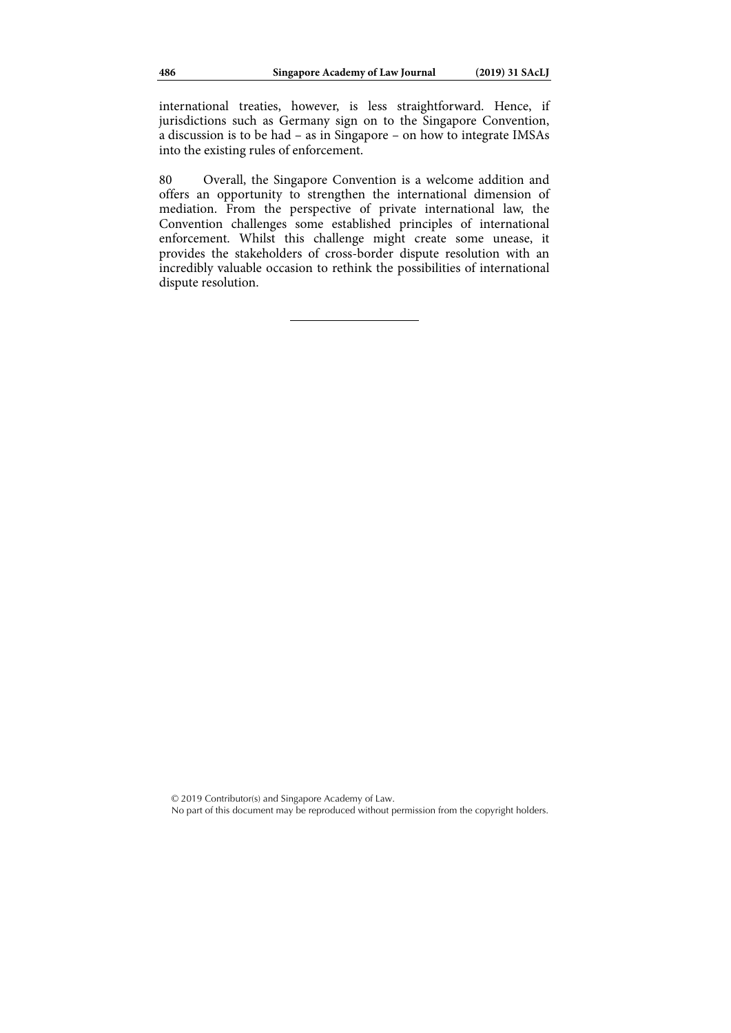international treaties, however, is less straightforward. Hence, if jurisdictions such as Germany sign on to the Singapore Convention, a discussion is to be had – as in Singapore – on how to integrate IMSAs into the existing rules of enforcement.

80 Overall, the Singapore Convention is a welcome addition and offers an opportunity to strengthen the international dimension of mediation. From the perspective of private international law, the Convention challenges some established principles of international enforcement. Whilst this challenge might create some unease, it provides the stakeholders of cross-border dispute resolution with an incredibly valuable occasion to rethink the possibilities of international dispute resolution.

---

© 2019 Contributor(s) and Singapore Academy of Law.
No part of this document may be reproduced without permission from the copyright holders.